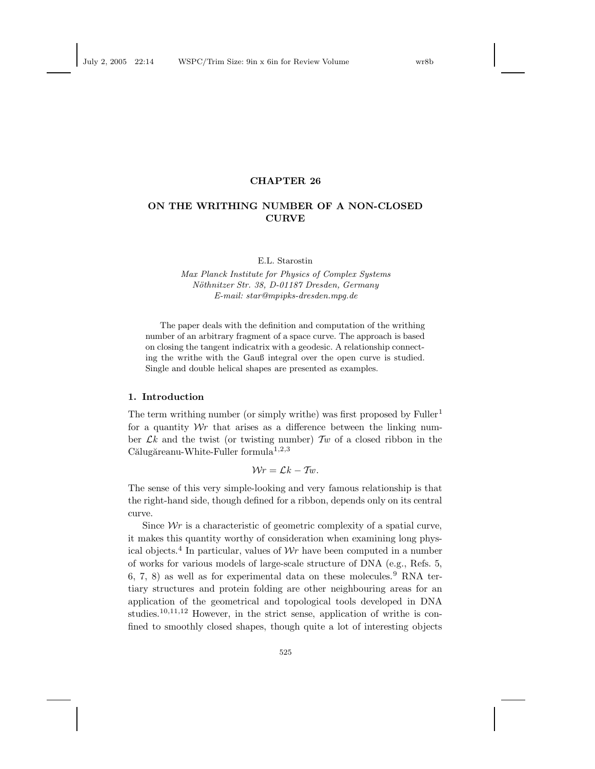# CHAPTER 26

# ON THE WRITHING NUMBER OF A NON-CLOSED CURVE

E.L. Starostin

*Max Planck Institute for Physics of Complex Systems*
*Nöthnitzer Str. 38, D-01187 Dresden, Germany*
*E-mail: star@mpipks-dresden.mpg.de*

The paper deals with the definition and computation of the writhing number of an arbitrary fragment of a space curve. The approach is based on closing the tangent indicatrix with a geodesic. A relationship connecting the writhe with the Gauß integral over the open curve is studied. Single and double helical shapes are presented as examples.

## 1. Introduction

The term writhing number (or simply writhe) was first proposed by Fuller[1] for a quantity $\mathcal{W}r$ that arises as a difference between the linking number $\mathcal{L}k$ and the twist (or twisting number) $\mathcal{T}w$ of a closed ribbon in the Călugăreanu-White-Fuller formula[1,2,3]

$$\mathcal{W}r = \mathcal{L}k - \mathcal{T}w.$$

The sense of this very simple-looking and very famous relationship is that the right-hand side, though defined for a ribbon, depends only on its central curve.

Since $\mathcal{W}r$ is a characteristic of geometric complexity of a spatial curve, it makes this quantity worthy of consideration when examining long physical objects.[4] In particular, values of $\mathcal{W}r$ have been computed in a number of works for various models of large-scale structure of DNA (e.g., Refs. 5, 6, 7, 8) as well as for experimental data on these molecules.[9] RNA tertiary structures and protein folding are other neighbouring areas for an application of the geometrical and topological tools developed in DNA studies.[10,11,12] However, in the strict sense, application of writhe is confined to smoothly closed shapes, though quite a lot of interesting objects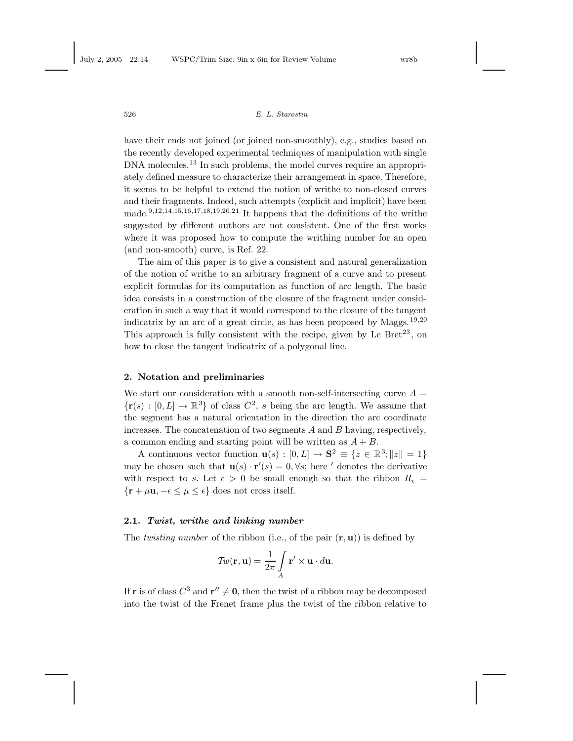have their ends not joined (or joined non-smoothly), e.g., studies based on the recently developed experimental techniques of manipulation with single DNA molecules.[13] In such problems, the model curves require an appropriately defined measure to characterize their arrangement in space. Therefore, it seems to be helpful to extend the notion of writhe to non-closed curves and their fragments. Indeed, such attempts (explicit and implicit) have been made.[9,12,14,15,16,17,18,19,20,21] It happens that the definitions of the writhe suggested by different authors are not consistent. One of the first works where it was proposed how to compute the writhing number for an open (and non-smooth) curve, is Ref. 22.

The aim of this paper is to give a consistent and natural generalization of the notion of writhe to an arbitrary fragment of a curve and to present explicit formulas for its computation as function of arc length. The basic idea consists in a construction of the closure of the fragment under consideration in such a way that it would correspond to the closure of the tangent indicatrix by an arc of a great circle, as has been proposed by Maggs.[19,20] This approach is fully consistent with the recipe, given by Le Bret[23], on how to close the tangent indicatrix of a polygonal line.

## 2. Notation and preliminaries

We start our consideration with a smooth non-self-intersecting curve $A = \{\mathbf{r}(s) : [0, L] \to \mathbb{R}^3\}$ of class $C^2$, $s$ being the arc length. We assume that the segment has a natural orientation in the direction the arc coordinate increases. The concatenation of two segments $A$ and $B$ having, respectively, a common ending and starting point will be written as $A + B$.

A continuous vector function $\mathbf{u}(s) : [0, L] \to \mathbf{S}^2 \equiv \{z \in \mathbb{R}^3; \|z\| = 1\}$ may be chosen such that $\mathbf{u}(s) \cdot \mathbf{r}'(s) = 0, \forall s$; here $'$ denotes the derivative with respect to $s$. Let $\epsilon > 0$ be small enough so that the ribbon $R_\epsilon = \{\mathbf{r} + \mu\mathbf{u}, -\epsilon \le \mu \le \epsilon\}$ does not cross itself.

### 2.1. *Twist, writhe and linking number*

The *twisting number* of the ribbon (i.e., of the pair $(\mathbf{r}, \mathbf{u})$) is defined by

$$\mathcal{T}w(\mathbf{r}, \mathbf{u}) = \frac{1}{2\pi} \int_A \mathbf{r}' \times \mathbf{u} \cdot d\mathbf{u}.$$

If $\mathbf{r}$ is of class $C^3$ and $\mathbf{r}'' \neq \mathbf{0}$, then the twist of a ribbon may be decomposed into the twist of the Frenet frame plus the twist of the ribbon relative to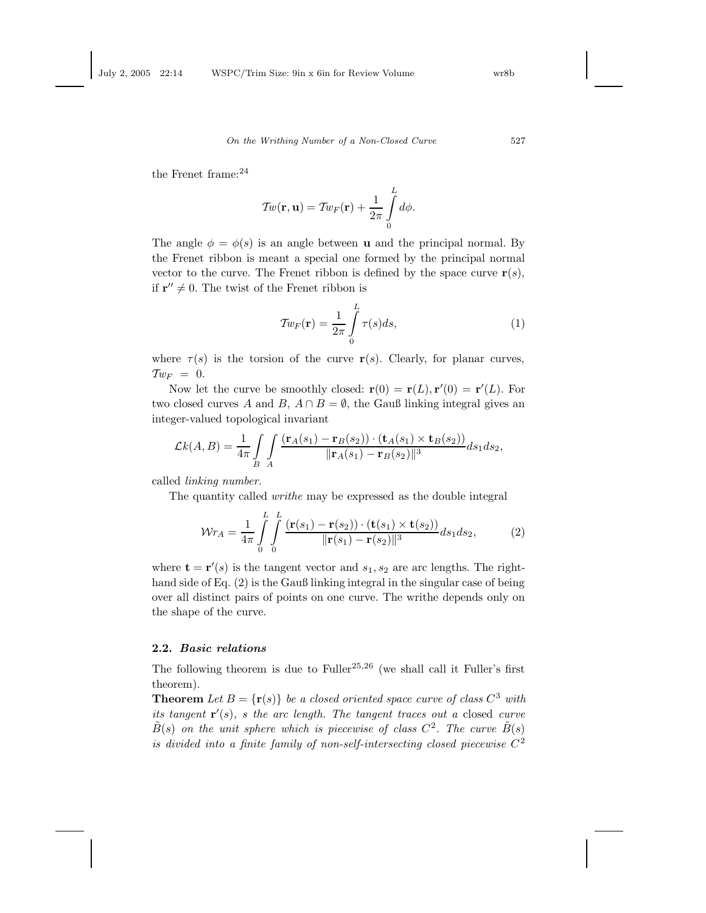the Frenet frame:[24]

$$\mathcal{T}w(\mathbf{r}, \mathbf{u}) = \mathcal{T}w_F(\mathbf{r}) + \frac{1}{2\pi}\int_0^L d\phi.$$

The angle $\phi = \phi(s)$ is an angle between $\mathbf{u}$ and the principal normal. By the Frenet ribbon is meant a special one formed by the principal normal vector to the curve. The Frenet ribbon is defined by the space curve $\mathbf{r}(s)$, if $\mathbf{r}'' \neq 0$. The twist of the Frenet ribbon is

$$\mathcal{T}w_F(\mathbf{r}) = \frac{1}{2\pi}\int_0^L \tau(s)ds, \tag{1}$$

where $\tau(s)$ is the torsion of the curve $\mathbf{r}(s)$. Clearly, for planar curves, $\mathcal{T}w_F = 0$.

Now let the curve be smoothly closed: $\mathbf{r}(0) = \mathbf{r}(L), \mathbf{r}'(0) = \mathbf{r}'(L)$. For two closed curves $A$ and $B$, $A \cap B = \emptyset$, the Gauß linking integral gives an integer-valued topological invariant

$$\mathcal{L}k(A, B) = \frac{1}{4\pi}\int_B\int_A \frac{(\mathbf{r}_A(s_1) - \mathbf{r}_B(s_2)) \cdot (\mathbf{t}_A(s_1) \times \mathbf{t}_B(s_2))}{\|\mathbf{r}_A(s_1) - \mathbf{r}_B(s_2)\|^3} ds_1 ds_2,$$

called *linking number*.

The quantity called *writhe* may be expressed as the double integral

$$\mathcal{W}r_A = \frac{1}{4\pi}\int_0^L\int_0^L \frac{(\mathbf{r}(s_1) - \mathbf{r}(s_2)) \cdot (\mathbf{t}(s_1) \times \mathbf{t}(s_2))}{\|\mathbf{r}(s_1) - \mathbf{r}(s_2)\|^3} ds_1 ds_2, \tag{2}$$

where $\mathbf{t} = \mathbf{r}'(s)$ is the tangent vector and $s_1, s_2$ are arc lengths. The right-hand side of Eq. (2) is the Gauß linking integral in the singular case of being over all distinct pairs of points on one curve. The writhe depends only on the shape of the curve.

### 2.2. *Basic relations*

The following theorem is due to Fuller[25,26] (we shall call it Fuller's first theorem).

**Theorem** *Let $B = \{\mathbf{r}(s)\}$ be a closed oriented space curve of class $C^3$ with its tangent $\mathbf{r}'(s)$, $s$ the arc length. The tangent traces out a* closed *curve $\tilde{B}(s)$ on the unit sphere which is piecewise of class $C^2$. The curve $\tilde{B}(s)$ is divided into a finite family of non-self-intersecting closed piecewise $C^2$*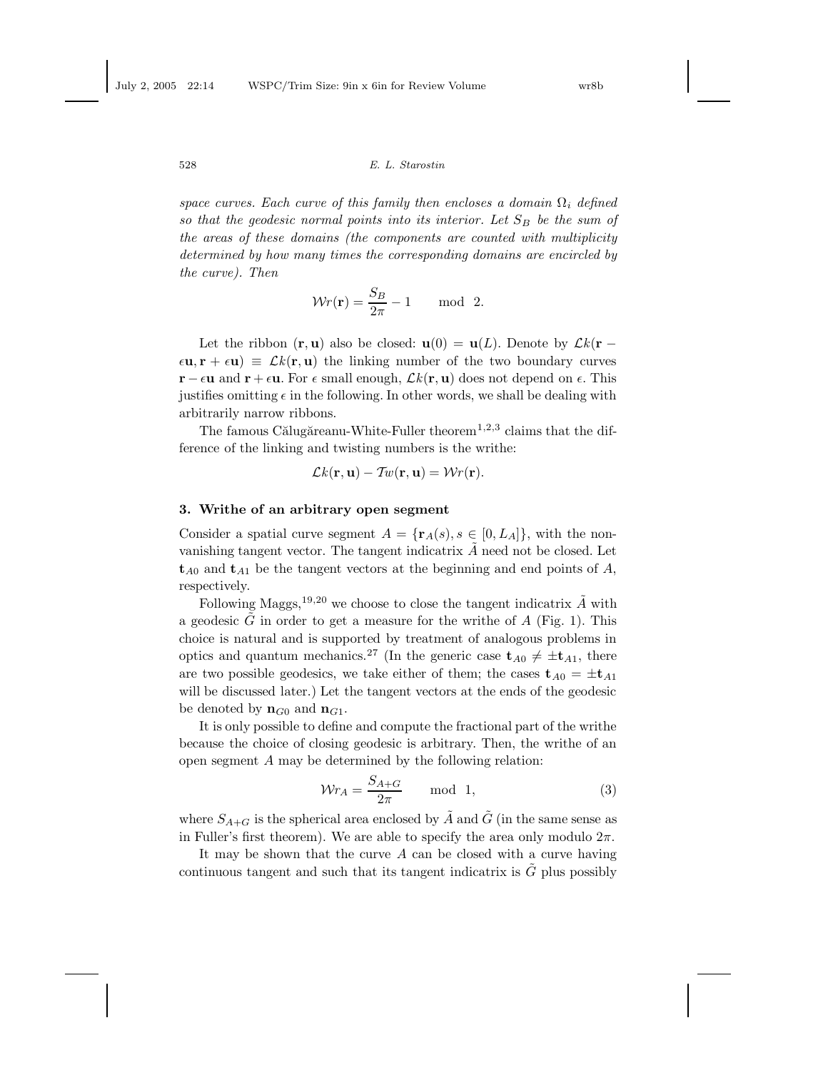*space curves. Each curve of this family then encloses a domain $\Omega_i$ defined so that the geodesic normal points into its interior. Let $S_B$ be the sum of the areas of these domains (the components are counted with multiplicity determined by how many times the corresponding domains are encircled by the curve). Then*

$$\mathcal{W}r(\mathbf{r}) = \frac{S_B}{2\pi} - 1 \qquad \text{mod} \;\; 2.$$

Let the ribbon $(\mathbf{r}, \mathbf{u})$ also be closed: $\mathbf{u}(0) = \mathbf{u}(L)$. Denote by $\mathcal{L}k(\mathbf{r} - \epsilon\mathbf{u}, \mathbf{r} + \epsilon\mathbf{u}) \equiv \mathcal{L}k(\mathbf{r}, \mathbf{u})$ the linking number of the two boundary curves $\mathbf{r} - \epsilon\mathbf{u}$ and $\mathbf{r} + \epsilon\mathbf{u}$. For $\epsilon$ small enough, $\mathcal{L}k(\mathbf{r}, \mathbf{u})$ does not depend on $\epsilon$. This justifies omitting $\epsilon$ in the following. In other words, we shall be dealing with arbitrarily narrow ribbons.

The famous Călugăreanu-White-Fuller theorem[1,2,3] claims that the difference of the linking and twisting numbers is the writhe:

$$\mathcal{L}k(\mathbf{r}, \mathbf{u}) - \mathcal{T}w(\mathbf{r}, \mathbf{u}) = \mathcal{W}r(\mathbf{r}).$$

## 3. Writhe of an arbitrary open segment

Consider a spatial curve segment $A = \{\mathbf{r}_A(s), s \in [0, L_A]\}$, with the non-vanishing tangent vector. The tangent indicatrix $\tilde{A}$ need not be closed. Let $\mathbf{t}_{A0}$ and $\mathbf{t}_{A1}$ be the tangent vectors at the beginning and end points of $A$, respectively.

Following Maggs,[19,20] we choose to close the tangent indicatrix $\tilde{A}$ with a geodesic $\tilde{G}$ in order to get a measure for the writhe of $A$ (Fig. 1). This choice is natural and is supported by treatment of analogous problems in optics and quantum mechanics.[27] (In the generic case $\mathbf{t}_{A0} \neq \pm\mathbf{t}_{A1}$, there are two possible geodesics, we take either of them; the cases $\mathbf{t}_{A0} = \pm\mathbf{t}_{A1}$ will be discussed later.) Let the tangent vectors at the ends of the geodesic be denoted by $\mathbf{n}_{G0}$ and $\mathbf{n}_{G1}$.

It is only possible to define and compute the fractional part of the writhe because the choice of closing geodesic is arbitrary. Then, the writhe of an open segment $A$ may be determined by the following relation:

$$\mathcal{W}r_A = \frac{S_{A+G}}{2\pi} \qquad \text{mod} \;\; 1, \tag{3}$$

where $S_{A+G}$ is the spherical area enclosed by $\tilde{A}$ and $\tilde{G}$ (in the same sense as in Fuller's first theorem). We are able to specify the area only modulo $2\pi$.

It may be shown that the curve $A$ can be closed with a curve having continuous tangent and such that its tangent indicatrix is $\tilde{G}$ plus possibly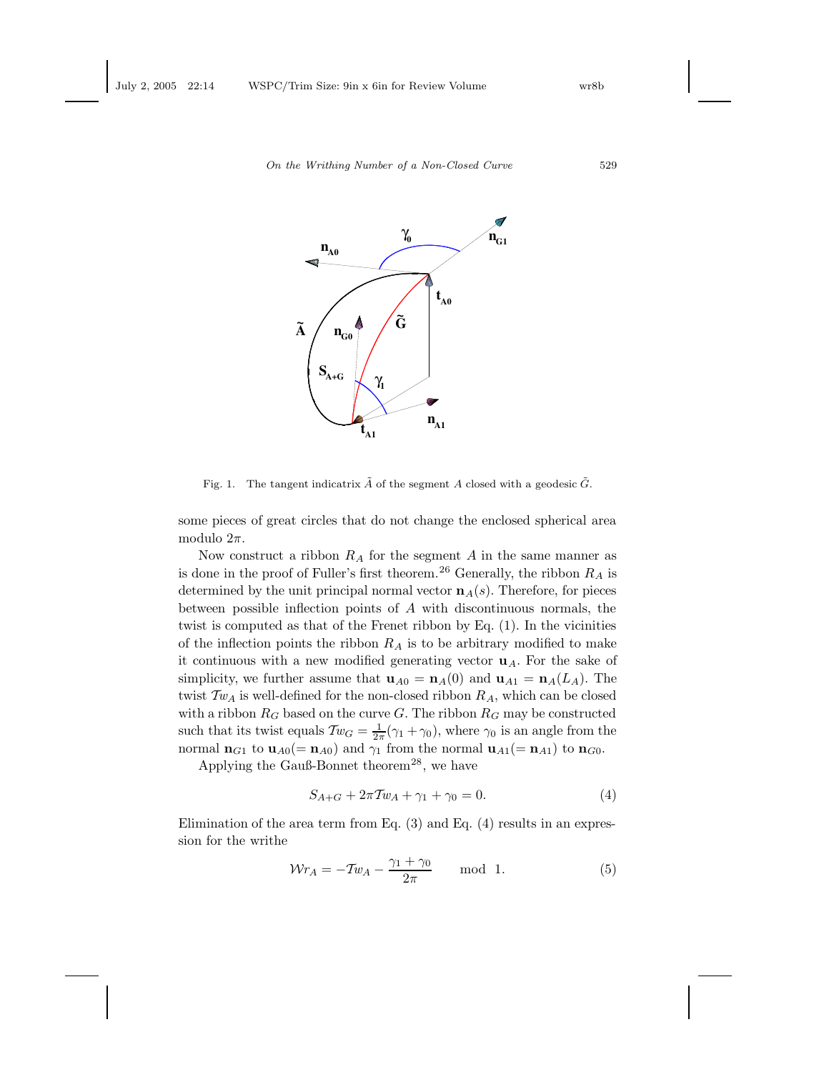Fig. 1. The tangent indicatrix $\tilde{A}$ of the segment $A$ closed with a geodesic $\tilde{G}$.

some pieces of great circles that do not change the enclosed spherical area modulo $2\pi$.

Now construct a ribbon $R_A$ for the segment $A$ in the same manner as is done in the proof of Fuller's first theorem.[26] Generally, the ribbon $R_A$ is determined by the unit principal normal vector $\mathbf{n}_A(s)$. Therefore, for pieces between possible inflection points of $A$ with discontinuous normals, the twist is computed as that of the Frenet ribbon by Eq. (1). In the vicinities of the inflection points the ribbon $R_A$ is to be arbitrary modified to make it continuous with a new modified generating vector $\mathbf{u}_A$. For the sake of simplicity, we further assume that $\mathbf{u}_{A0} = \mathbf{n}_A(0)$ and $\mathbf{u}_{A1} = \mathbf{n}_A(L_A)$. The twist $\mathcal{T}w_A$ is well-defined for the non-closed ribbon $R_A$, which can be closed with a ribbon $R_G$ based on the curve $G$. The ribbon $R_G$ may be constructed such that its twist equals $\mathcal{T}w_G = \frac{1}{2\pi}(\gamma_1 + \gamma_0)$, where $\gamma_0$ is an angle from the normal $\mathbf{n}_{G1}$ to $\mathbf{u}_{A0}(= \mathbf{n}_{A0})$ and $\gamma_1$ from the normal $\mathbf{u}_{A1}(= \mathbf{n}_{A1})$ to $\mathbf{n}_{G0}$.

Applying the Gauß-Bonnet theorem[28], we have

$$S_{A+G} + 2\pi\mathcal{T}w_A + \gamma_1 + \gamma_0 = 0. \tag{4}$$

Elimination of the area term from Eq. (3) and Eq. (4) results in an expression for the writhe

$$\mathcal{W}r_A = -\mathcal{T}w_A - \frac{\gamma_1 + \gamma_0}{2\pi} \mod 1. \tag{5}$$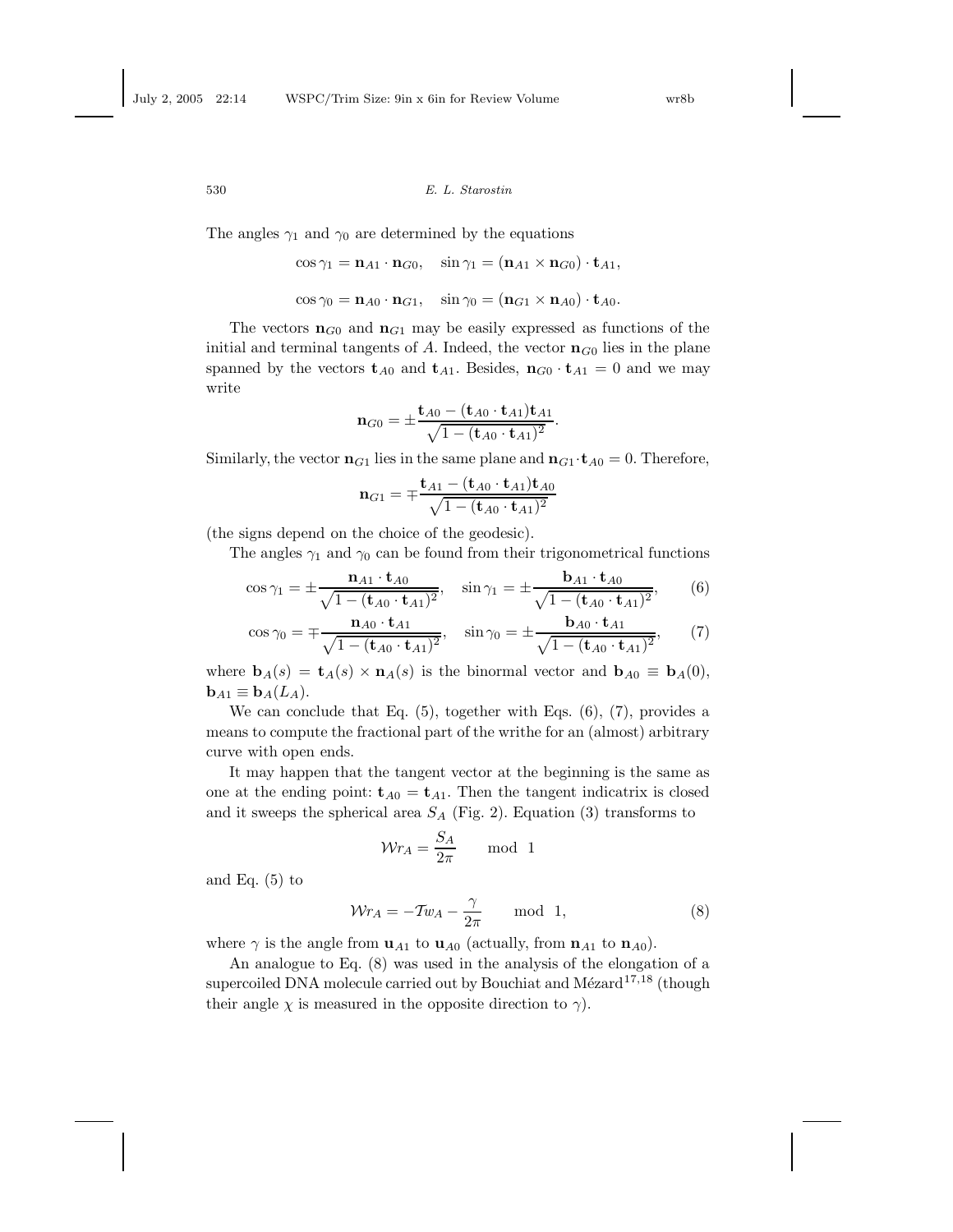The angles $\gamma_1$ and $\gamma_0$ are determined by the equations

$$\cos\gamma_1 = \mathbf{n}_{A1}\cdot\mathbf{n}_{G0}, \quad \sin\gamma_1 = (\mathbf{n}_{A1}\times\mathbf{n}_{G0})\cdot\mathbf{t}_{A1},$$

$$\cos\gamma_0 = \mathbf{n}_{A0}\cdot\mathbf{n}_{G1}, \quad \sin\gamma_0 = (\mathbf{n}_{G1}\times\mathbf{n}_{A0})\cdot\mathbf{t}_{A0}.$$

The vectors $\mathbf{n}_{G0}$ and $\mathbf{n}_{G1}$ may be easily expressed as functions of the initial and terminal tangents of $A$. Indeed, the vector $\mathbf{n}_{G0}$ lies in the plane spanned by the vectors $\mathbf{t}_{A0}$ and $\mathbf{t}_{A1}$. Besides, $\mathbf{n}_{G0}\cdot\mathbf{t}_{A1} = 0$ and we may write

$$\mathbf{n}_{G0} = \pm\frac{\mathbf{t}_{A0} - (\mathbf{t}_{A0}\cdot\mathbf{t}_{A1})\mathbf{t}_{A1}}{\sqrt{1-(\mathbf{t}_{A0}\cdot\mathbf{t}_{A1})^2}}.$$

Similarly, the vector $\mathbf{n}_{G1}$ lies in the same plane and $\mathbf{n}_{G1}\cdot\mathbf{t}_{A0} = 0$. Therefore,

$$\mathbf{n}_{G1} = \mp\frac{\mathbf{t}_{A1} - (\mathbf{t}_{A0}\cdot\mathbf{t}_{A1})\mathbf{t}_{A0}}{\sqrt{1-(\mathbf{t}_{A0}\cdot\mathbf{t}_{A1})^2}}$$

(the signs depend on the choice of the geodesic).

The angles $\gamma_1$ and $\gamma_0$ can be found from their trigonometrical functions

$$\cos\gamma_1 = \pm\frac{\mathbf{n}_{A1}\cdot\mathbf{t}_{A0}}{\sqrt{1-(\mathbf{t}_{A0}\cdot\mathbf{t}_{A1})^2}}, \quad \sin\gamma_1 = \pm\frac{\mathbf{b}_{A1}\cdot\mathbf{t}_{A0}}{\sqrt{1-(\mathbf{t}_{A0}\cdot\mathbf{t}_{A1})^2}}, \tag{6}$$

$$\cos\gamma_0 = \mp\frac{\mathbf{n}_{A0}\cdot\mathbf{t}_{A1}}{\sqrt{1-(\mathbf{t}_{A0}\cdot\mathbf{t}_{A1})^2}}, \quad \sin\gamma_0 = \pm\frac{\mathbf{b}_{A0}\cdot\mathbf{t}_{A1}}{\sqrt{1-(\mathbf{t}_{A0}\cdot\mathbf{t}_{A1})^2}}, \tag{7}$$

where $\mathbf{b}_A(s) = \mathbf{t}_A(s)\times\mathbf{n}_A(s)$ is the binormal vector and $\mathbf{b}_{A0} \equiv \mathbf{b}_A(0)$, $\mathbf{b}_{A1} \equiv \mathbf{b}_A(L_A)$.

We can conclude that Eq. (5), together with Eqs. (6), (7), provides a means to compute the fractional part of the writhe for an (almost) arbitrary curve with open ends.

It may happen that the tangent vector at the beginning is the same as one at the ending point: $\mathbf{t}_{A0} = \mathbf{t}_{A1}$. Then the tangent indicatrix is closed and it sweeps the spherical area $S_A$ (Fig. 2). Equation (3) transforms to

$$\mathcal{W}r_A = \frac{S_A}{2\pi} \mod 1$$

and Eq. (5) to

$$\mathcal{W}r_A = -\mathcal{T}w_A - \frac{\gamma}{2\pi} \mod 1, \tag{8}$$

where $\gamma$ is the angle from $\mathbf{u}_{A1}$ to $\mathbf{u}_{A0}$ (actually, from $\mathbf{n}_{A1}$ to $\mathbf{n}_{A0}$).

An analogue to Eq. (8) was used in the analysis of the elongation of a supercoiled DNA molecule carried out by Bouchiat and Mézard[17,18] (though their angle $\chi$ is measured in the opposite direction to $\gamma$).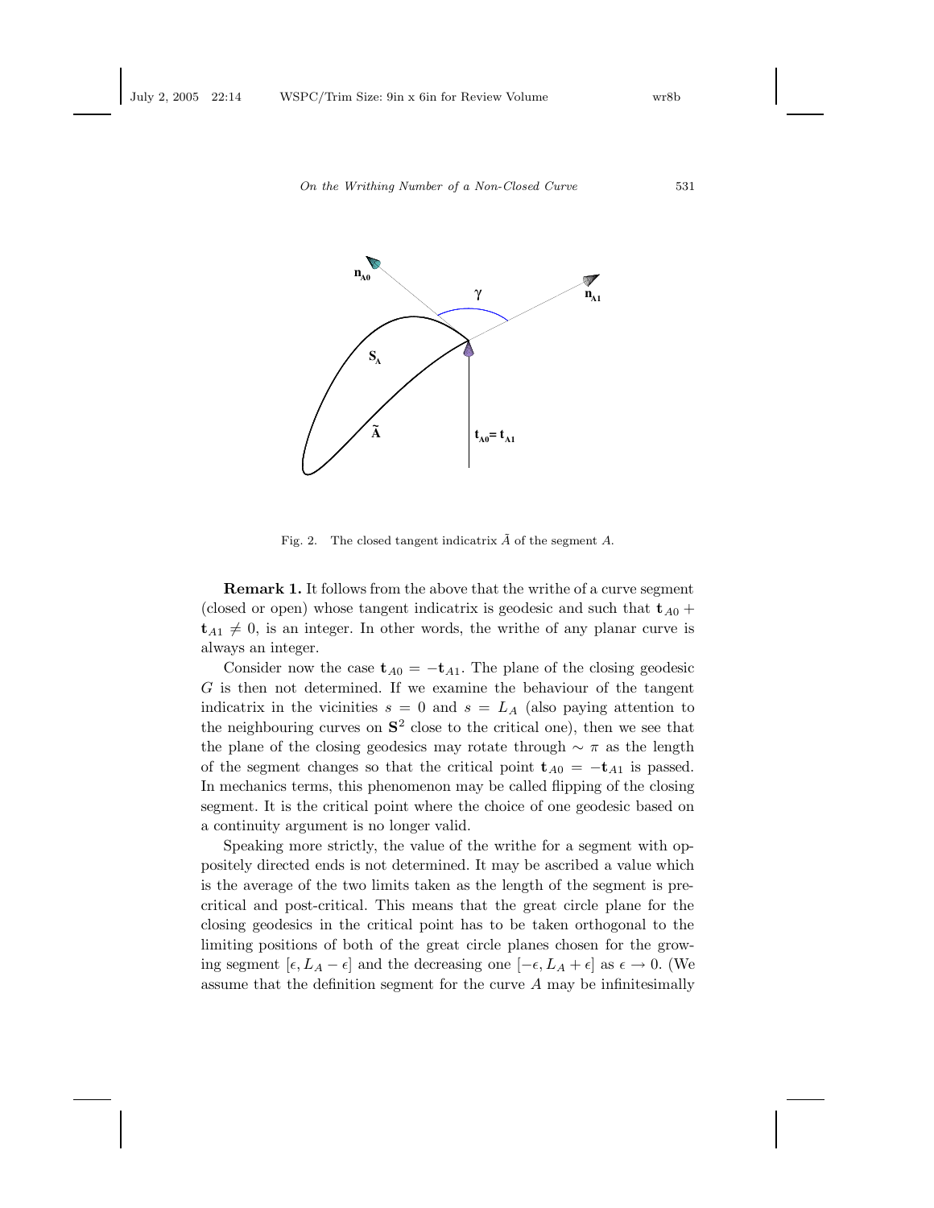Fig. 2. The closed tangent indicatrix $\tilde{A}$ of the segment $A$.

**Remark 1.** It follows from the above that the writhe of a curve segment (closed or open) whose tangent indicatrix is geodesic and such that $\mathbf{t}_{A0} + \mathbf{t}_{A1} \neq 0$, is an integer. In other words, the writhe of any planar curve is always an integer.

Consider now the case $\mathbf{t}_{A0} = -\mathbf{t}_{A1}$. The plane of the closing geodesic $G$ is then not determined. If we examine the behaviour of the tangent indicatrix in the vicinities $s = 0$ and $s = L_A$ (also paying attention to the neighbouring curves on $\mathbf{S}^2$ close to the critical one), then we see that the plane of the closing geodesics may rotate through $\sim \pi$ as the length of the segment changes so that the critical point $\mathbf{t}_{A0} = -\mathbf{t}_{A1}$ is passed. In mechanics terms, this phenomenon may be called flipping of the closing segment. It is the critical point where the choice of one geodesic based on a continuity argument is no longer valid.

Speaking more strictly, the value of the writhe for a segment with oppositely directed ends is not determined. It may be ascribed a value which is the average of the two limits taken as the length of the segment is precritical and post-critical. This means that the great circle plane for the closing geodesics in the critical point has to be taken orthogonal to the limiting positions of both of the great circle planes chosen for the growing segment $[\epsilon, L_A - \epsilon]$ and the decreasing one $[-\epsilon, L_A + \epsilon]$ as $\epsilon \to 0$. (We assume that the definition segment for the curve $A$ may be infinitesimally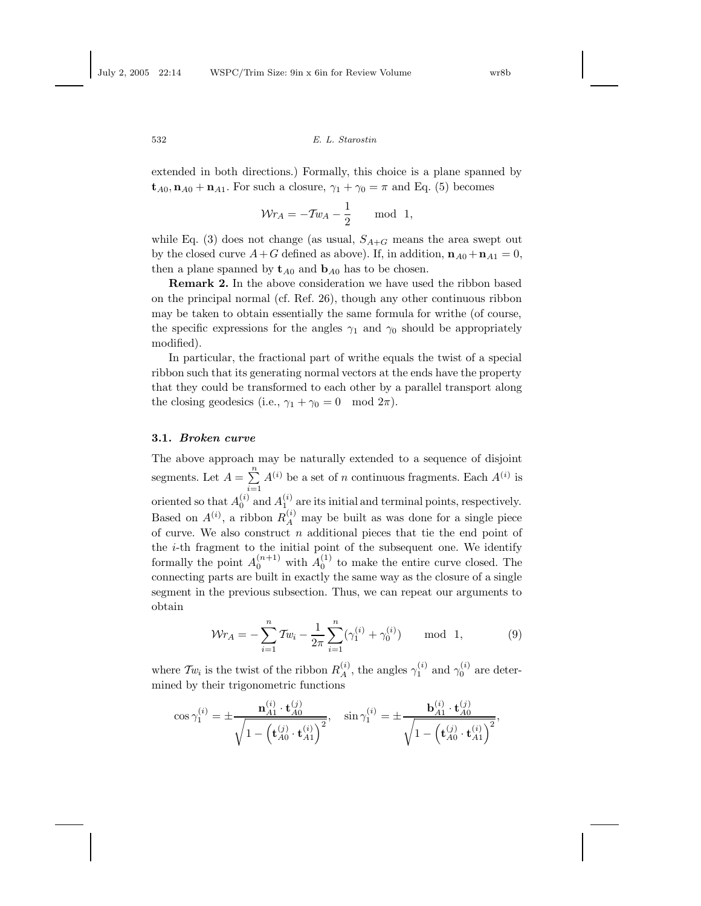extended in both directions.) Formally, this choice is a plane spanned by $\mathbf{t}_{A0}, \mathbf{n}_{A0} + \mathbf{n}_{A1}$. For such a closure, $\gamma_1 + \gamma_0 = \pi$ and Eq. (5) becomes

$$\mathcal{W}r_A = -\mathcal{T}w_A - \frac{1}{2} \qquad \text{mod} \;\; 1,$$

while Eq. (3) does not change (as usual, $S_{A+G}$ means the area swept out by the closed curve $A+G$ defined as above). If, in addition, $\mathbf{n}_{A0} + \mathbf{n}_{A1} = 0$, then a plane spanned by $\mathbf{t}_{A0}$ and $\mathbf{b}_{A0}$ has to be chosen.

**Remark 2.** In the above consideration we have used the ribbon based on the principal normal (cf. Ref. 26), though any other continuous ribbon may be taken to obtain essentially the same formula for writhe (of course, the specific expressions for the angles $\gamma_1$ and $\gamma_0$ should be appropriately modified).

In particular, the fractional part of writhe equals the twist of a special ribbon such that its generating normal vectors at the ends have the property that they could be transformed to each other by a parallel transport along the closing geodesics (i.e., $\gamma_1 + \gamma_0 = 0 \mod 2\pi$).

### 3.1. *Broken curve*

The above approach may be naturally extended to a sequence of disjoint segments. Let $A = \sum_{i=1}^{n} A^{(i)}$ be a set of $n$ continuous fragments. Each $A^{(i)}$ is oriented so that $A_0^{(i)}$ and $A_1^{(i)}$ are its initial and terminal points, respectively. Based on $A^{(i)}$, a ribbon $R_A^{(i)}$ may be built as was done for a single piece of curve. We also construct $n$ additional pieces that tie the end point of the $i$-th fragment to the initial point of the subsequent one. We identify formally the point $A_0^{(n+1)}$ with $A_0^{(1)}$ to make the entire curve closed. The connecting parts are built in exactly the same way as the closure of a single segment in the previous subsection. Thus, we can repeat our arguments to obtain

$$\mathcal{W}r_A = -\sum_{i=1}^{n} \mathcal{T}w_i - \frac{1}{2\pi}\sum_{i=1}^{n}(\gamma_1^{(i)} + \gamma_0^{(i)}) \qquad \text{mod} \;\; 1, \tag{9}$$

where $\mathcal{T}w_i$ is the twist of the ribbon $R_A^{(i)}$, the angles $\gamma_1^{(i)}$ and $\gamma_0^{(i)}$ are determined by their trigonometric functions

$$\cos\gamma_1^{(i)} = \pm\frac{\mathbf{n}_{A1}^{(i)} \cdot \mathbf{t}_{A0}^{(j)}}{\sqrt{1 - \left(\mathbf{t}_{A0}^{(j)} \cdot \mathbf{t}_{A1}^{(i)}\right)^2}}, \quad \sin\gamma_1^{(i)} = \pm\frac{\mathbf{b}_{A1}^{(i)} \cdot \mathbf{t}_{A0}^{(j)}}{\sqrt{1 - \left(\mathbf{t}_{A0}^{(j)} \cdot \mathbf{t}_{A1}^{(i)}\right)^2}},$$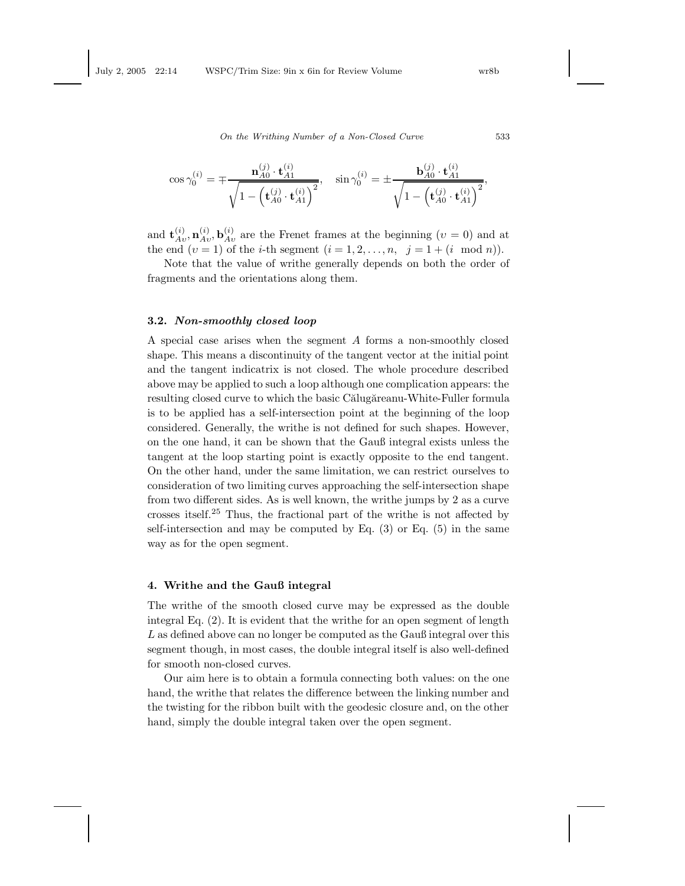$$\cos \gamma_0^{(i)} = \mp \frac{\mathbf{n}_{A0}^{(j)} \cdot \mathbf{t}_{A1}^{(i)}}{\sqrt{1 - \left(\mathbf{t}_{A0}^{(j)} \cdot \mathbf{t}_{A1}^{(i)}\right)^2}}, \quad \sin \gamma_0^{(i)} = \pm \frac{\mathbf{b}_{A0}^{(j)} \cdot \mathbf{t}_{A1}^{(i)}}{\sqrt{1 - \left(\mathbf{t}_{A0}^{(j)} \cdot \mathbf{t}_{A1}^{(i)}\right)^2}},$$

and $\mathbf{t}_{Av}^{(i)}, \mathbf{n}_{Av}^{(i)}, \mathbf{b}_{Av}^{(i)}$ are the Frenet frames at the beginning ($v = 0$) and at the end ($v = 1$) of the $i$-th segment ($i = 1, 2, \ldots, n, \quad j = 1 + (i \mod n)$).

Note that the value of writhe generally depends on both the order of fragments and the orientations along them.

### 3.2. *Non-smoothly closed loop*

A special case arises when the segment $A$ forms a non-smoothly closed shape. This means a discontinuity of the tangent vector at the initial point and the tangent indicatrix is not closed. The whole procedure described above may be applied to such a loop although one complication appears: the resulting closed curve to which the basic Călugăreanu-White-Fuller formula is to be applied has a self-intersection point at the beginning of the loop considered. Generally, the writhe is not defined for such shapes. However, on the one hand, it can be shown that the Gauß integral exists unless the tangent at the loop starting point is exactly opposite to the end tangent. On the other hand, under the same limitation, we can restrict ourselves to consideration of two limiting curves approaching the self-intersection shape from two different sides. As is well known, the writhe jumps by 2 as a curve crosses itself.[25] Thus, the fractional part of the writhe is not affected by self-intersection and may be computed by Eq. (3) or Eq. (5) in the same way as for the open segment.

## 4. Writhe and the Gauß integral

The writhe of the smooth closed curve may be expressed as the double integral Eq. (2). It is evident that the writhe for an open segment of length $L$ as defined above can no longer be computed as the Gauß integral over this segment though, in most cases, the double integral itself is also well-defined for smooth non-closed curves.

Our aim here is to obtain a formula connecting both values: on the one hand, the writhe that relates the difference between the linking number and the twisting for the ribbon built with the geodesic closure and, on the other hand, simply the double integral taken over the open segment.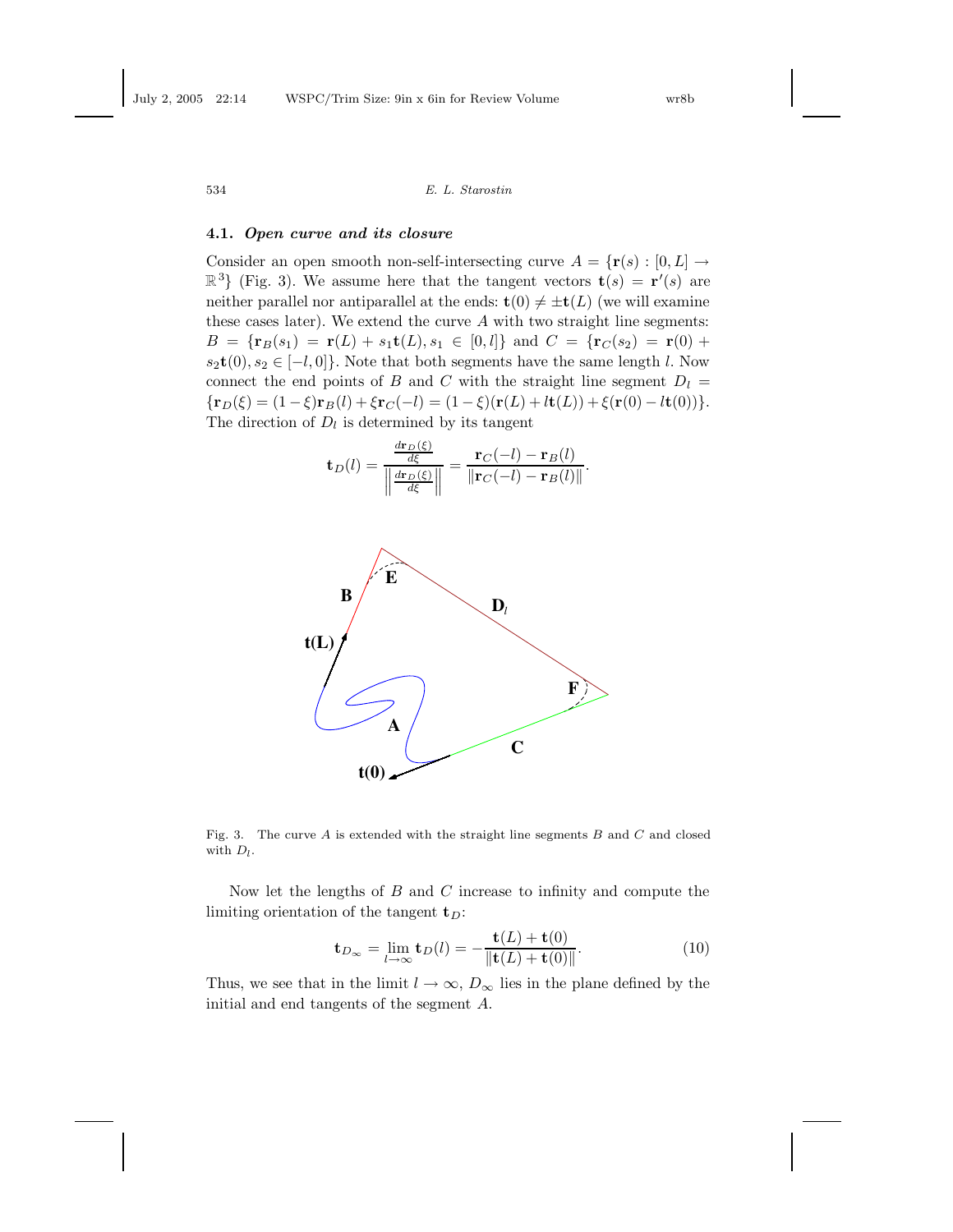### 4.1. *Open curve and its closure*

Consider an open smooth non-self-intersecting curve $A = \{\mathbf{r}(s) : [0, L] \to \mathbb{R}^3\}$ (Fig. 3). We assume here that the tangent vectors $\mathbf{t}(s) = \mathbf{r}'(s)$ are neither parallel nor antiparallel at the ends: $\mathbf{t}(0) \neq \pm\mathbf{t}(L)$ (we will examine these cases later). We extend the curve $A$ with two straight line segments: $B = \{\mathbf{r}_B(s_1) = \mathbf{r}(L) + s_1\mathbf{t}(L), s_1 \in [0, l]\}$ and $C = \{\mathbf{r}_C(s_2) = \mathbf{r}(0) + s_2\mathbf{t}(0), s_2 \in [-l, 0]\}$. Note that both segments have the same length $l$. Now connect the end points of $B$ and $C$ with the straight line segment $D_l = \{\mathbf{r}_D(\xi) = (1-\xi)\mathbf{r}_B(l) + \xi\mathbf{r}_C(-l) = (1-\xi)(\mathbf{r}(L) + l\mathbf{t}(L)) + \xi(\mathbf{r}(0) - l\mathbf{t}(0))\}$. The direction of $D_l$ is determined by its tangent

$$\mathbf{t}_D(l) = \frac{\frac{d\mathbf{r}_D(\xi)}{d\xi}}{\left\|\frac{d\mathbf{r}_D(\xi)}{d\xi}\right\|} = \frac{\mathbf{r}_C(-l) - \mathbf{r}_B(l)}{\|\mathbf{r}_C(-l) - \mathbf{r}_B(l)\|}.$$

Fig. 3. The curve $A$ is extended with the straight line segments $B$ and $C$ and closed with $D_l$.

Now let the lengths of $B$ and $C$ increase to infinity and compute the limiting orientation of the tangent $\mathbf{t}_D$:

$$\mathbf{t}_{D_\infty} = \lim_{l\to\infty} \mathbf{t}_D(l) = -\frac{\mathbf{t}(L) + \mathbf{t}(0)}{\|\mathbf{t}(L) + \mathbf{t}(0)\|}. \tag{10}$$

Thus, we see that in the limit $l \to \infty$, $D_\infty$ lies in the plane defined by the initial and end tangents of the segment $A$.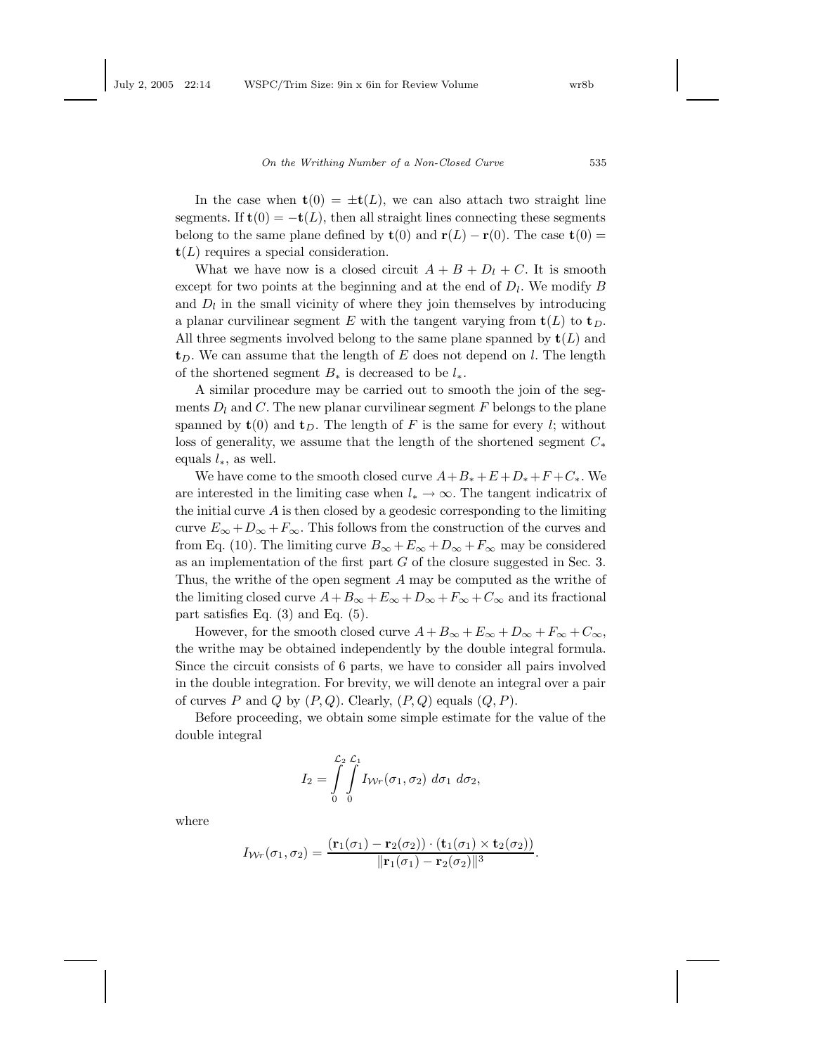In the case when $\mathbf{t}(0) = \pm\mathbf{t}(L)$, we can also attach two straight line segments. If $\mathbf{t}(0) = -\mathbf{t}(L)$, then all straight lines connecting these segments belong to the same plane defined by $\mathbf{t}(0)$ and $\mathbf{r}(L) - \mathbf{r}(0)$. The case $\mathbf{t}(0) = \mathbf{t}(L)$ requires a special consideration.

What we have now is a closed circuit $A + B + D_l + C$. It is smooth except for two points at the beginning and at the end of $D_l$. We modify $B$ and $D_l$ in the small vicinity of where they join themselves by introducing a planar curvilinear segment $E$ with the tangent varying from $\mathbf{t}(L)$ to $\mathbf{t}_D$. All three segments involved belong to the same plane spanned by $\mathbf{t}(L)$ and $\mathbf{t}_D$. We can assume that the length of $E$ does not depend on $l$. The length of the shortened segment $B_*$ is decreased to be $l_*$.

A similar procedure may be carried out to smooth the join of the segments $D_l$ and $C$. The new planar curvilinear segment $F$ belongs to the plane spanned by $\mathbf{t}(0)$ and $\mathbf{t}_D$. The length of $F$ is the same for every $l$; without loss of generality, we assume that the length of the shortened segment $C_*$ equals $l_*$, as well.

We have come to the smooth closed curve $A + B_* + E + D_* + F + C_*$. We are interested in the limiting case when $l_* \to \infty$. The tangent indicatrix of the initial curve $A$ is then closed by a geodesic corresponding to the limiting curve $E_\infty + D_\infty + F_\infty$. This follows from the construction of the curves and from Eq. (10). The limiting curve $B_\infty + E_\infty + D_\infty + F_\infty$ may be considered as an implementation of the first part $G$ of the closure suggested in Sec. 3. Thus, the writhe of the open segment $A$ may be computed as the writhe of the limiting closed curve $A + B_\infty + E_\infty + D_\infty + F_\infty + C_\infty$ and its fractional part satisfies Eq. (3) and Eq. (5).

However, for the smooth closed curve $A + B_\infty + E_\infty + D_\infty + F_\infty + C_\infty$, the writhe may be obtained independently by the double integral formula. Since the circuit consists of 6 parts, we have to consider all pairs involved in the double integration. For brevity, we will denote an integral over a pair of curves $P$ and $Q$ by $(P, Q)$. Clearly, $(P, Q)$ equals $(Q, P)$.

Before proceeding, we obtain some simple estimate for the value of the double integral

$$I_2 = \int_0^{\mathcal{L}_2} \int_0^{\mathcal{L}_1} I_{\mathcal{W}r}(\sigma_1, \sigma_2)\, d\sigma_1\, d\sigma_2,$$

where

$$I_{\mathcal{W}r}(\sigma_1, \sigma_2) = \frac{(\mathbf{r}_1(\sigma_1) - \mathbf{r}_2(\sigma_2)) \cdot (\mathbf{t}_1(\sigma_1) \times \mathbf{t}_2(\sigma_2))}{\|\mathbf{r}_1(\sigma_1) - \mathbf{r}_2(\sigma_2)\|^3}.$$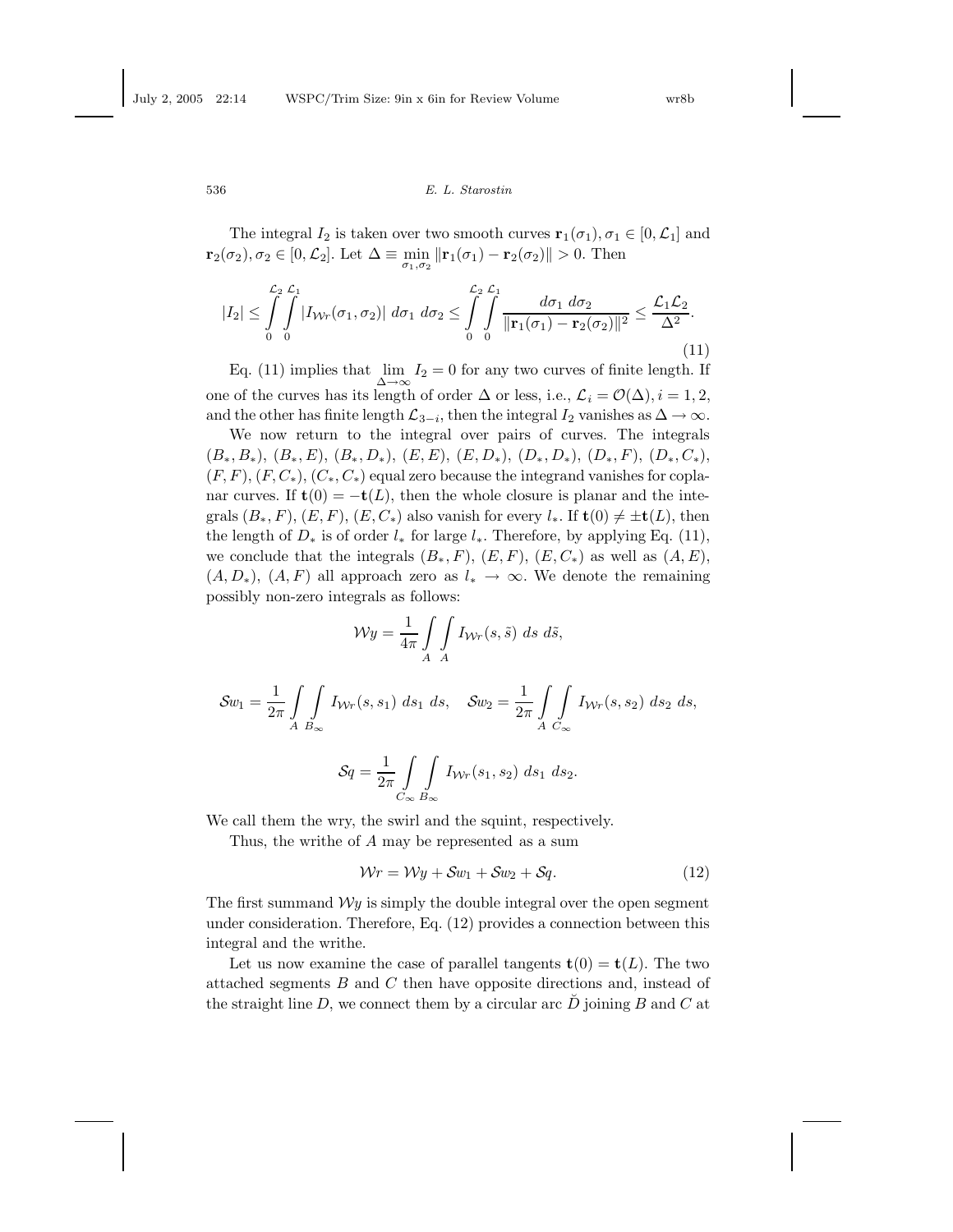The integral $I_2$ is taken over two smooth curves $\mathbf{r}_1(\sigma_1), \sigma_1 \in [0, \mathcal{L}_1]$ and $\mathbf{r}_2(\sigma_2), \sigma_2 \in [0, \mathcal{L}_2]$. Let $\Delta \equiv \min_{\sigma_1, \sigma_2} \|\mathbf{r}_1(\sigma_1) - \mathbf{r}_2(\sigma_2)\| > 0$. Then

$$|I_2| \leq \int_0^{\mathcal{L}_2}\int_0^{\mathcal{L}_1} |I_{\mathcal{W}r}(\sigma_1, \sigma_2)| \; d\sigma_1 \; d\sigma_2 \leq \int_0^{\mathcal{L}_2}\int_0^{\mathcal{L}_1} \frac{d\sigma_1 \; d\sigma_2}{\|\mathbf{r}_1(\sigma_1) - \mathbf{r}_2(\sigma_2)\|^2} \leq \frac{\mathcal{L}_1 \mathcal{L}_2}{\Delta^2}. \tag{11}$$

Eq. (11) implies that $\lim_{\Delta \to \infty} I_2 = 0$ for any two curves of finite length. If one of the curves has its length of order $\Delta$ or less, i.e., $\mathcal{L}_i = \mathcal{O}(\Delta), i = 1, 2,$ and the other has finite length $\mathcal{L}_{3-i}$, then the integral $I_2$ vanishes as $\Delta \to \infty$.

We now return to the integral over pairs of curves. The integrals $(B_*, B_*)$, $(B_*, E)$, $(B_*, D_*)$, $(E, E)$, $(E, D_*)$, $(D_*, D_*)$, $(D_*, F)$, $(D_*, C_*)$, $(F, F)$, $(F, C_*)$, $(C_*, C_*)$ equal zero because the integrand vanishes for coplanar curves. If $\mathbf{t}(0) = -\mathbf{t}(L)$, then the whole closure is planar and the integrals $(B_*, F)$, $(E, F)$, $(E, C_*)$ also vanish for every $l_*$. If $\mathbf{t}(0) \neq \pm\mathbf{t}(L)$, then the length of $D_*$ is of order $l_*$ for large $l_*$. Therefore, by applying Eq. (11), we conclude that the integrals $(B_*, F)$, $(E, F)$, $(E, C_*)$ as well as $(A, E)$, $(A, D_*)$, $(A, F)$ all approach zero as $l_* \to \infty$. We denote the remaining possibly non-zero integrals as follows:

$$\mathcal{W}y = \frac{1}{4\pi} \int_A \int_A I_{\mathcal{W}r}(s, \tilde{s}) \; ds \; d\tilde{s},$$

$$\mathcal{S}w_1 = \frac{1}{2\pi} \int_A \int_{B_\infty} I_{\mathcal{W}r}(s, s_1) \; ds_1 \; ds, \quad \mathcal{S}w_2 = \frac{1}{2\pi} \int_A \int_{C_\infty} I_{\mathcal{W}r}(s, s_2) \; ds_2 \; ds,$$

$$\mathcal{S}q = \frac{1}{2\pi} \int_{C_\infty} \int_{B_\infty} I_{\mathcal{W}r}(s_1, s_2) \; ds_1 \; ds_2.$$

We call them the wry, the swirl and the squint, respectively.

Thus, the writhe of $A$ may be represented as a sum

$$\mathcal{W}r = \mathcal{W}y + \mathcal{S}w_1 + \mathcal{S}w_2 + \mathcal{S}q. \tag{12}$$

The first summand $\mathcal{W}y$ is simply the double integral over the open segment under consideration. Therefore, Eq. (12) provides a connection between this integral and the writhe.

Let us now examine the case of parallel tangents $\mathbf{t}(0) = \mathbf{t}(L)$. The two attached segments $B$ and $C$ then have opposite directions and, instead of the straight line $D$, we connect them by a circular arc $\breve{D}$ joining $B$ and $C$ at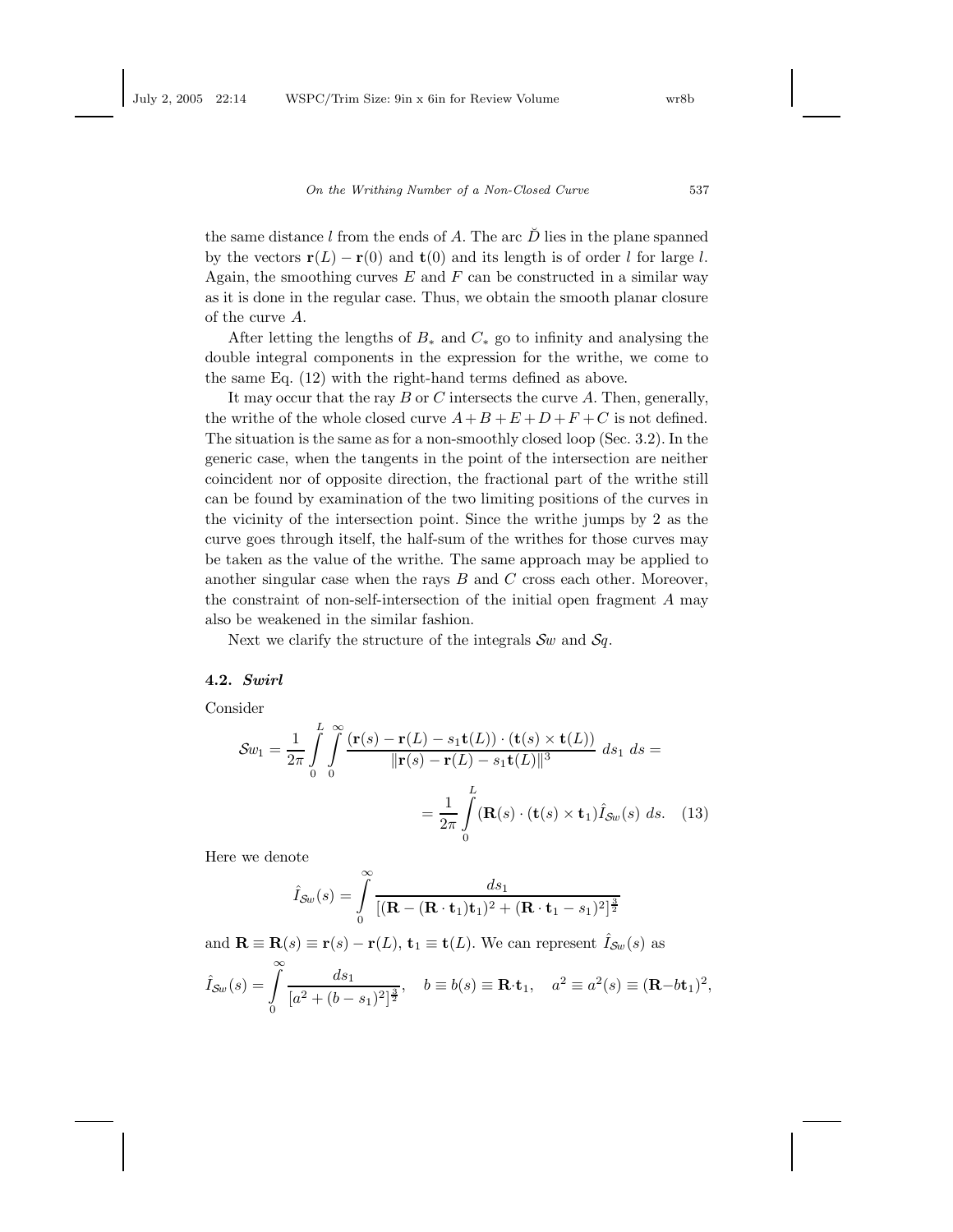the same distance $l$ from the ends of $A$. The arc $\check{D}$ lies in the plane spanned by the vectors $\mathbf{r}(L) - \mathbf{r}(0)$ and $\mathbf{t}(0)$ and its length is of order $l$ for large $l$. Again, the smoothing curves $E$ and $F$ can be constructed in a similar way as it is done in the regular case. Thus, we obtain the smooth planar closure of the curve $A$.

After letting the lengths of $B_*$ and $C_*$ go to infinity and analysing the double integral components in the expression for the writhe, we come to the same Eq. (12) with the right-hand terms defined as above.

It may occur that the ray $B$ or $C$ intersects the curve $A$. Then, generally, the writhe of the whole closed curve $A+B+E+D+F+C$ is not defined. The situation is the same as for a non-smoothly closed loop (Sec. 3.2). In the generic case, when the tangents in the point of the intersection are neither coincident nor of opposite direction, the fractional part of the writhe still can be found by examination of the two limiting positions of the curves in the vicinity of the intersection point. Since the writhe jumps by 2 as the curve goes through itself, the half-sum of the writhes for those curves may be taken as the value of the writhe. The same approach may be applied to another singular case when the rays $B$ and $C$ cross each other. Moreover, the constraint of non-self-intersection of the initial open fragment $A$ may also be weakened in the similar fashion.

Next we clarify the structure of the integrals $\mathcal{S}w$ and $\mathcal{S}q$.

### 4.2. *Swirl*

Consider

$$\mathcal{S}w_1 = \frac{1}{2\pi}\int_0^L\int_0^\infty \frac{(\mathbf{r}(s) - \mathbf{r}(L) - s_1\mathbf{t}(L))\cdot(\mathbf{t}(s)\times\mathbf{t}(L))}{\|\mathbf{r}(s) - \mathbf{r}(L) - s_1\mathbf{t}(L)\|^3}\ ds_1\ ds =$$

$$= \frac{1}{2\pi}\int_0^L (\mathbf{R}(s)\cdot(\mathbf{t}(s)\times\mathbf{t}_1)\hat{I}_{\mathcal{S}w}(s)\ ds. \quad (13)$$

Here we denote

$$\hat{I}_{\mathcal{S}w}(s) = \int_0^\infty \frac{ds_1}{[(\mathbf{R}-(\mathbf{R}\cdot\mathbf{t}_1)\mathbf{t}_1)^2 + (\mathbf{R}\cdot\mathbf{t}_1 - s_1)^2]^{\frac{3}{2}}}$$

and $\mathbf{R}\equiv\mathbf{R}(s)\equiv\mathbf{r}(s)-\mathbf{r}(L)$, $\mathbf{t}_1\equiv\mathbf{t}(L)$. We can represent $\hat{I}_{\mathcal{S}w}(s)$ as

$$\hat{I}_{\mathcal{S}w}(s) = \int_0^\infty \frac{ds_1}{[a^2 + (b-s_1)^2]^{\frac{3}{2}}}, \quad b\equiv b(s)\equiv\mathbf{R}\cdot\mathbf{t}_1, \quad a^2\equiv a^2(s)\equiv(\mathbf{R}-b\mathbf{t}_1)^2,$$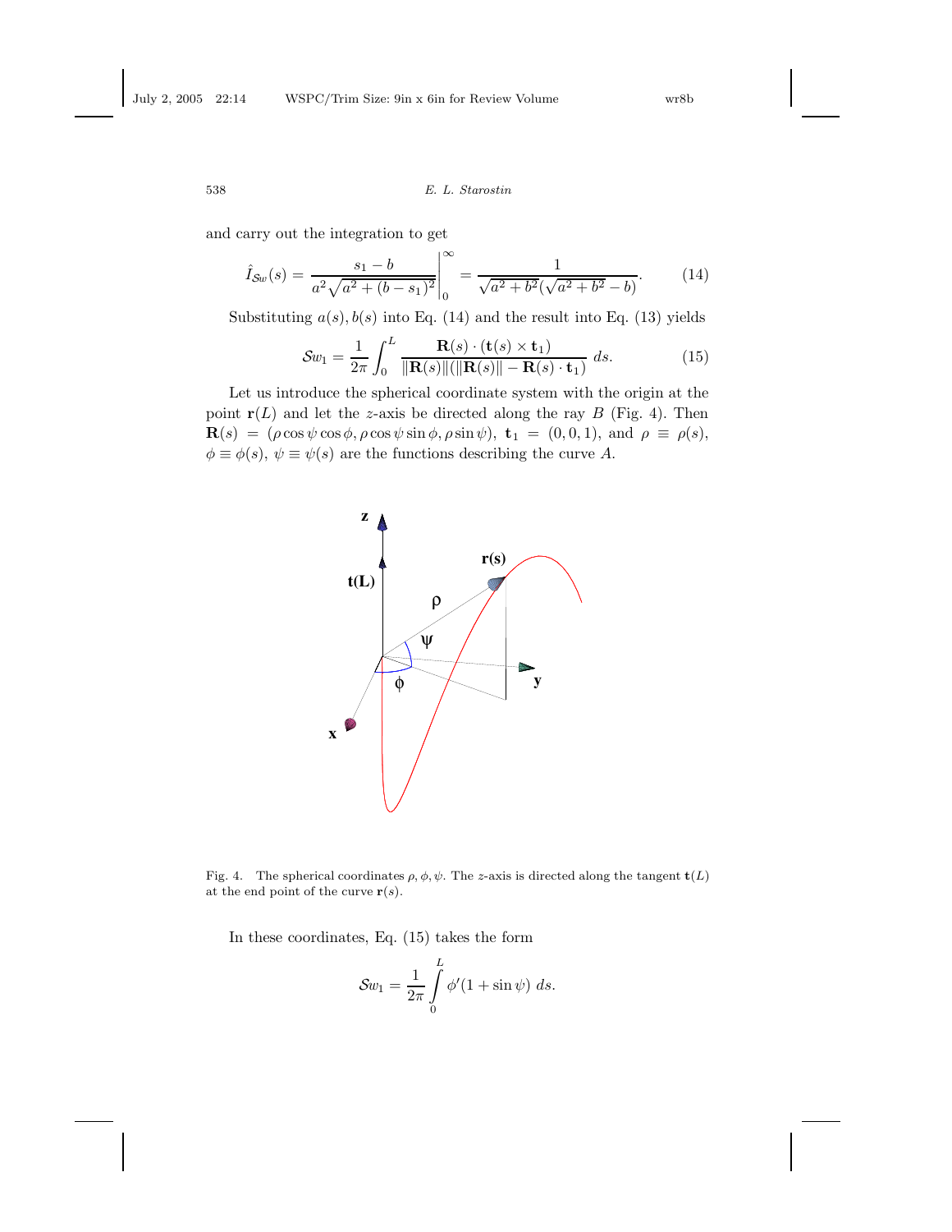and carry out the integration to get

$$\hat{I}_{\mathcal{S}w}(s) = \left.\frac{s_1 - b}{a^2\sqrt{a^2 + (b - s_1)^2}}\right|_0^\infty = \frac{1}{\sqrt{a^2 + b^2}(\sqrt{a^2 + b^2} - b)}. \tag{14}$$

Substituting $a(s), b(s)$ into Eq. (14) and the result into Eq. (13) yields

$$\mathcal{S}w_1 = \frac{1}{2\pi}\int_0^L \frac{\mathbf{R}(s)\cdot(\mathbf{t}(s)\times\mathbf{t}_1)}{\|\mathbf{R}(s)\|(\|\mathbf{R}(s)\| - \mathbf{R}(s)\cdot\mathbf{t}_1)}\, ds. \tag{15}$$

Let us introduce the spherical coordinate system with the origin at the point $\mathbf{r}(L)$ and let the $z$-axis be directed along the ray $B$ (Fig. 4). Then $\mathbf{R}(s) = (\rho\cos\psi\cos\phi, \rho\cos\psi\sin\phi, \rho\sin\psi)$, $\mathbf{t}_1 = (0, 0, 1)$, and $\rho \equiv \rho(s)$, $\phi \equiv \phi(s)$, $\psi \equiv \psi(s)$ are the functions describing the curve $A$.

Fig. 4. The spherical coordinates $\rho, \phi, \psi$. The $z$-axis is directed along the tangent $\mathbf{t}(L)$ at the end point of the curve $\mathbf{r}(s)$.

In these coordinates, Eq. (15) takes the form

$$\mathcal{S}w_1 = \frac{1}{2\pi}\int_0^L \phi'(1 + \sin\psi)\, ds.$$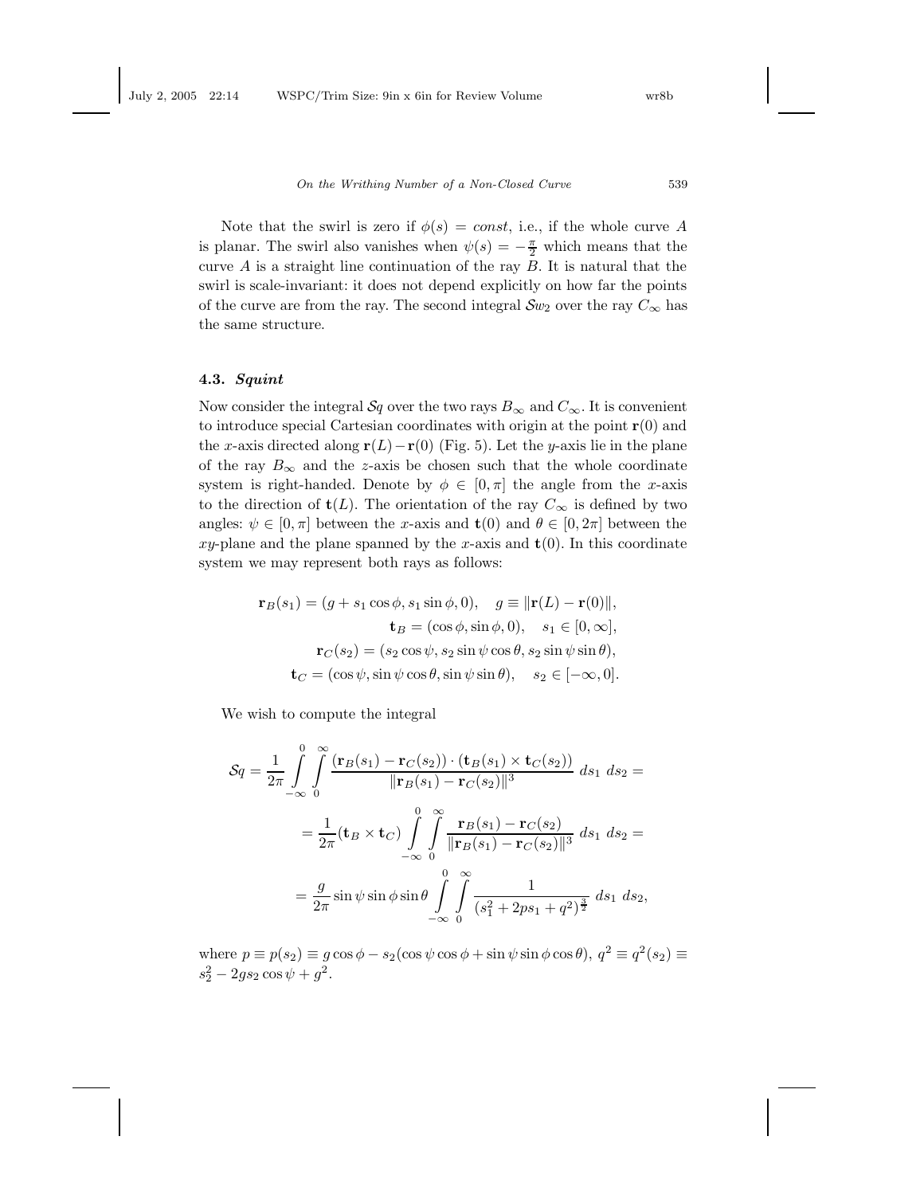Note that the swirl is zero if $\phi(s) = const$, i.e., if the whole curve $A$ is planar. The swirl also vanishes when $\psi(s) = -\frac{\pi}{2}$ which means that the curve $A$ is a straight line continuation of the ray $B$. It is natural that the swirl is scale-invariant: it does not depend explicitly on how far the points of the curve are from the ray. The second integral $\mathcal{S}w_2$ over the ray $C_\infty$ has the same structure.

### 4.3. *Squint*

Now consider the integral $\mathcal{S}q$ over the two rays $B_\infty$ and $C_\infty$. It is convenient to introduce special Cartesian coordinates with origin at the point $\mathbf{r}(0)$ and the $x$-axis directed along $\mathbf{r}(L) - \mathbf{r}(0)$ (Fig. 5). Let the $y$-axis lie in the plane of the ray $B_\infty$ and the $z$-axis be chosen such that the whole coordinate system is right-handed. Denote by $\phi \in [0, \pi]$ the angle from the $x$-axis to the direction of $\mathbf{t}(L)$. The orientation of the ray $C_\infty$ is defined by two angles: $\psi \in [0, \pi]$ between the $x$-axis and $\mathbf{t}(0)$ and $\theta \in [0, 2\pi]$ between the $xy$-plane and the plane spanned by the $x$-axis and $\mathbf{t}(0)$. In this coordinate system we may represent both rays as follows:

$$
\begin{aligned}
\mathbf{r}_B(s_1) = (g + s_1 \cos\phi, s_1 \sin\phi, 0), \quad g \equiv \|\mathbf{r}(L) - \mathbf{r}(0)\|, \\
\mathbf{t}_B = (\cos\phi, \sin\phi, 0), \quad s_1 \in [0, \infty], \\
\mathbf{r}_C(s_2) = (s_2 \cos\psi, s_2 \sin\psi \cos\theta, s_2 \sin\psi \sin\theta), \\
\mathbf{t}_C = (\cos\psi, \sin\psi\cos\theta, \sin\psi\sin\theta), \quad s_2 \in [-\infty, 0].
\end{aligned}
$$

We wish to compute the integral

$$
\begin{aligned}
\mathcal{S}q = \frac{1}{2\pi} \int_{-\infty}^{0} \int_{0}^{\infty} \frac{(\mathbf{r}_B(s_1) - \mathbf{r}_C(s_2)) \cdot (\mathbf{t}_B(s_1) \times \mathbf{t}_C(s_2))}{\|\mathbf{r}_B(s_1) - \mathbf{r}_C(s_2)\|^3} \, ds_1 \, ds_2 = \\
= \frac{1}{2\pi} (\mathbf{t}_B \times \mathbf{t}_C) \int_{-\infty}^{0} \int_{0}^{\infty} \frac{\mathbf{r}_B(s_1) - \mathbf{r}_C(s_2)}{\|\mathbf{r}_B(s_1) - \mathbf{r}_C(s_2)\|^3} \, ds_1 \, ds_2 = \\
= \frac{g}{2\pi} \sin\psi \sin\phi \sin\theta \int_{-\infty}^{0} \int_{0}^{\infty} \frac{1}{(s_1^2 + 2ps_1 + q^2)^{\frac{3}{2}}} \, ds_1 \, ds_2,
\end{aligned}
$$

where $p \equiv p(s_2) \equiv g\cos\phi - s_2(\cos\psi\cos\phi + \sin\psi\sin\phi\cos\theta)$, $q^2 \equiv q^2(s_2) \equiv s_2^2 - 2gs_2\cos\psi + g^2$.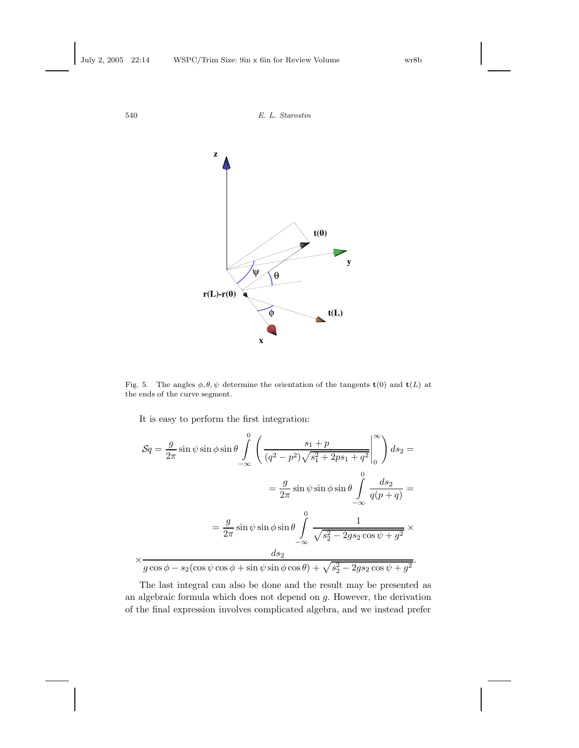Fig. 5. The angles $\phi, \theta, \psi$ determine the orientation of the tangents $\mathbf{t}(0)$ and $\mathbf{t}(L)$ at the ends of the curve segment.

It is easy to perform the first integration:

$$
\mathcal{S}q = \frac{g}{2\pi} \sin\psi \sin\phi \sin\theta \int\limits_{-\infty}^{0} \left( \left. \frac{s_1 + p}{(q^2 - p^2)\sqrt{s_1^2 + 2ps_1 + q^2}} \right|_0^{\infty} \right) ds_2 =
$$

$$
= \frac{g}{2\pi} \sin\psi \sin\phi \sin\theta \int\limits_{-\infty}^{0} \frac{ds_2}{q(p+q)} =
$$

$$
= \frac{g}{2\pi} \sin\psi \sin\phi \sin\theta \int\limits_{-\infty}^{0} \frac{1}{\sqrt{s_2^2 - 2gs_2 \cos\psi + g^2}} \times
$$

$$
\times \frac{ds_2}{g\cos\phi - s_2(\cos\psi\cos\phi + \sin\psi\sin\phi\cos\theta) + \sqrt{s_2^2 - 2gs_2\cos\psi + g^2}}.
$$

The last integral can also be done and the result may be presented as an algebraic formula which does not depend on $g$. However, the derivation of the final expression involves complicated algebra, and we instead prefer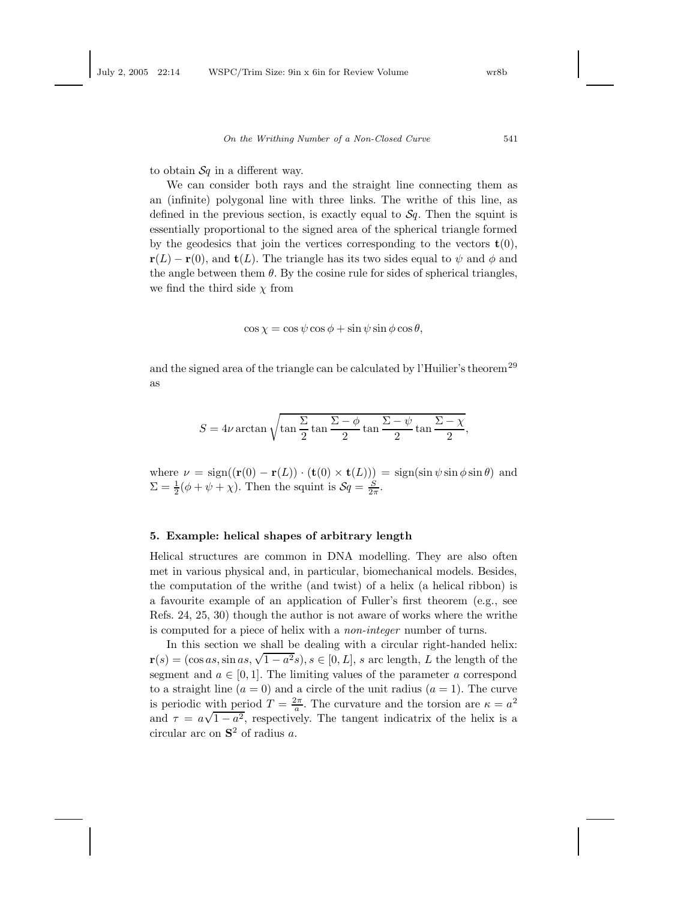to obtain $\mathcal{S}q$ in a different way.

We can consider both rays and the straight line connecting them as an (infinite) polygonal line with three links. The writhe of this line, as defined in the previous section, is exactly equal to $\mathcal{S}q$. Then the squint is essentially proportional to the signed area of the spherical triangle formed by the geodesics that join the vertices corresponding to the vectors $\mathbf{t}(0)$, $\mathbf{r}(L) - \mathbf{r}(0)$, and $\mathbf{t}(L)$. The triangle has its two sides equal to $\psi$ and $\phi$ and the angle between them $\theta$. By the cosine rule for sides of spherical triangles, we find the third side $\chi$ from

$$\cos\chi = \cos\psi\cos\phi + \sin\psi\sin\phi\cos\theta,$$

and the signed area of the triangle can be calculated by l'Huilier's theorem[29] as

$$S = 4\nu\arctan\sqrt{\tan\frac{\Sigma}{2}\tan\frac{\Sigma-\phi}{2}\tan\frac{\Sigma-\psi}{2}\tan\frac{\Sigma-\chi}{2}},$$

where $\nu = \operatorname{sign}((\mathbf{r}(0) - \mathbf{r}(L)) \cdot (\mathbf{t}(0) \times \mathbf{t}(L))) = \operatorname{sign}(\sin\psi\sin\phi\sin\theta)$ and $\Sigma = \frac{1}{2}(\phi + \psi + \chi)$. Then the squint is $\mathcal{S}q = \frac{S}{2\pi}$.

## 5. Example: helical shapes of arbitrary length

Helical structures are common in DNA modelling. They are also often met in various physical and, in particular, biomechanical models. Besides, the computation of the writhe (and twist) of a helix (a helical ribbon) is a favourite example of an application of Fuller's first theorem (e.g., see Refs. 24, 25, 30) though the author is not aware of works where the writhe is computed for a piece of helix with a *non-integer* number of turns.

In this section we shall be dealing with a circular right-handed helix: $\mathbf{r}(s) = (\cos as, \sin as, \sqrt{1-a^2}s)$, $s \in [0, L]$, $s$ arc length, $L$ the length of the segment and $a \in [0, 1]$. The limiting values of the parameter $a$ correspond to a straight line ($a = 0$) and a circle of the unit radius ($a = 1$). The curve is periodic with period $T = \frac{2\pi}{a}$. The curvature and the torsion are $\kappa = a^2$ and $\tau = a\sqrt{1-a^2}$, respectively. The tangent indicatrix of the helix is a circular arc on $\mathbf{S}^2$ of radius $a$.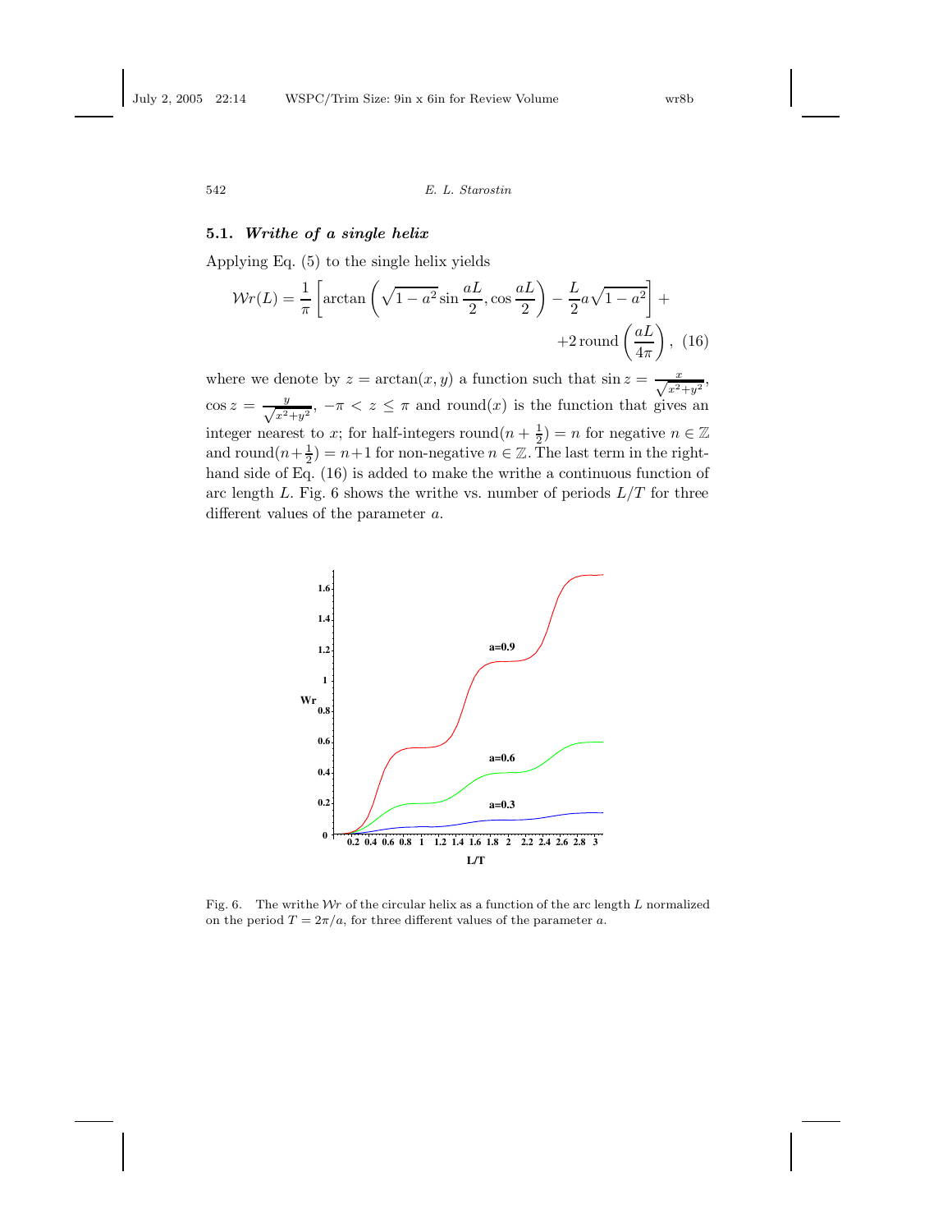### 5.1. *Writhe of a single helix*

Applying Eq. (5) to the single helix yields

$$\mathcal{W}r(L) = \frac{1}{\pi}\left[\arctan\left(\sqrt{1-a^2}\sin\frac{aL}{2}, \cos\frac{aL}{2}\right) - \frac{L}{2}a\sqrt{1-a^2}\right] + \\ +2\,\mathrm{round}\left(\frac{aL}{4\pi}\right), \quad (16)$$

where we denote by $z = \arctan(x, y)$ a function such that $\sin z = \frac{x}{\sqrt{x^2+y^2}}$, $\cos z = \frac{y}{\sqrt{x^2+y^2}}$, $-\pi < z \leq \pi$ and round$(x)$ is the function that gives an integer nearest to $x$; for half-integers round$(n + \frac{1}{2}) = n$ for negative $n \in \mathbb{Z}$ and round$(n+\frac{1}{2}) = n+1$ for non-negative $n \in \mathbb{Z}$. The last term in the right-hand side of Eq. (16) is added to make the writhe a continuous function of arc length $L$. Fig. 6 shows the writhe vs. number of periods $L/T$ for three different values of the parameter $a$.

Fig. 6. The writhe $\mathcal{W}r$ of the circular helix as a function of the arc length $L$ normalized on the period $T = 2\pi/a$, for three different values of the parameter $a$.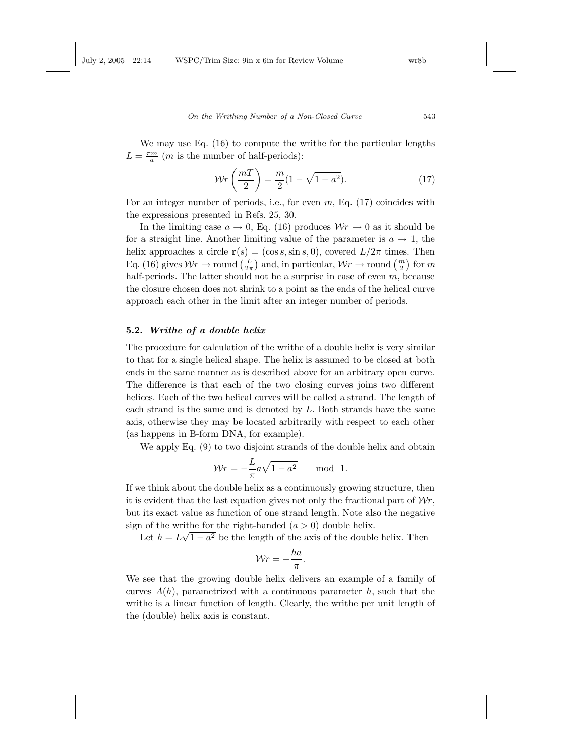We may use Eq. (16) to compute the writhe for the particular lengths $L = \frac{\pi m}{a}$ ($m$ is the number of half-periods):

$$\mathcal{W}r\left(\frac{mT}{2}\right) = \frac{m}{2}(1 - \sqrt{1-a^2}). \tag{17}$$

For an integer number of periods, i.e., for even $m$, Eq. (17) coincides with the expressions presented in Refs. 25, 30.

In the limiting case $a \to 0$, Eq. (16) produces $\mathcal{W}r \to 0$ as it should be for a straight line. Another limiting value of the parameter is $a \to 1$, the helix approaches a circle $\mathbf{r}(s) = (\cos s, \sin s, 0)$, covered $L/2\pi$ times. Then Eq. (16) gives $\mathcal{W}r \to \text{round}\left(\frac{L}{2\pi}\right)$ and, in particular, $\mathcal{W}r \to \text{round}\left(\frac{m}{2}\right)$ for $m$ half-periods. The latter should not be a surprise in case of even $m$, because the closure chosen does not shrink to a point as the ends of the helical curve approach each other in the limit after an integer number of periods.

### 5.2. *Writhe of a double helix*

The procedure for calculation of the writhe of a double helix is very similar to that for a single helical shape. The helix is assumed to be closed at both ends in the same manner as is described above for an arbitrary open curve. The difference is that each of the two closing curves joins two different helices. Each of the two helical curves will be called a strand. The length of each strand is the same and is denoted by $L$. Both strands have the same axis, otherwise they may be located arbitrarily with respect to each other (as happens in B-form DNA, for example).

We apply Eq. (9) to two disjoint strands of the double helix and obtain

$$\mathcal{W}r = -\frac{L}{\pi}a\sqrt{1-a^2} \qquad \text{mod } 1.$$

If we think about the double helix as a continuously growing structure, then it is evident that the last equation gives not only the fractional part of $\mathcal{W}r$, but its exact value as function of one strand length. Note also the negative sign of the writhe for the right-handed ($a > 0$) double helix.

Let $h = L\sqrt{1-a^2}$ be the length of the axis of the double helix. Then

$$\mathcal{W}r = -\frac{ha}{\pi}.$$

We see that the growing double helix delivers an example of a family of curves $A(h)$, parametrized with a continuous parameter $h$, such that the writhe is a linear function of length. Clearly, the writhe per unit length of the (double) helix axis is constant.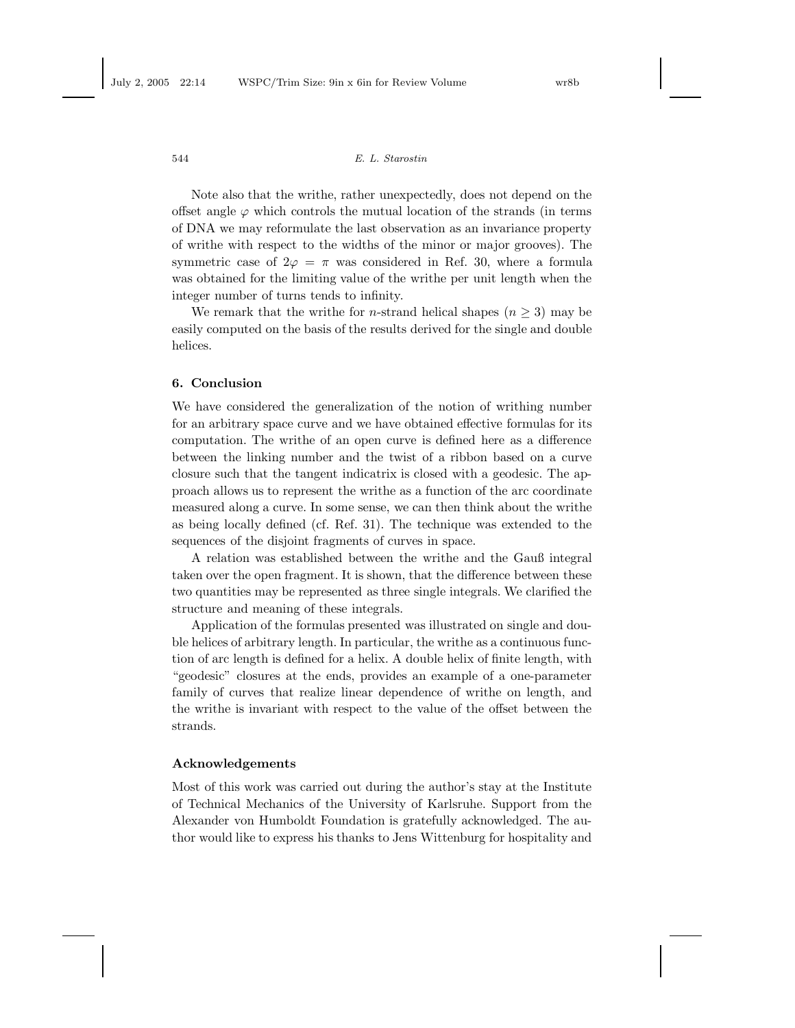Note also that the writhe, rather unexpectedly, does not depend on the offset angle $\varphi$ which controls the mutual location of the strands (in terms of DNA we may reformulate the last observation as an invariance property of writhe with respect to the widths of the minor or major grooves). The symmetric case of $2\varphi = \pi$ was considered in Ref. 30, where a formula was obtained for the limiting value of the writhe per unit length when the integer number of turns tends to infinity.

We remark that the writhe for $n$-strand helical shapes ($n \geq 3$) may be easily computed on the basis of the results derived for the single and double helices.

## 6. Conclusion

We have considered the generalization of the notion of writhing number for an arbitrary space curve and we have obtained effective formulas for its computation. The writhe of an open curve is defined here as a difference between the linking number and the twist of a ribbon based on a curve closure such that the tangent indicatrix is closed with a geodesic. The approach allows us to represent the writhe as a function of the arc coordinate measured along a curve. In some sense, we can then think about the writhe as being locally defined (cf. Ref. 31). The technique was extended to the sequences of the disjoint fragments of curves in space.

A relation was established between the writhe and the Gauß integral taken over the open fragment. It is shown, that the difference between these two quantities may be represented as three single integrals. We clarified the structure and meaning of these integrals.

Application of the formulas presented was illustrated on single and double helices of arbitrary length. In particular, the writhe as a continuous function of arc length is defined for a helix. A double helix of finite length, with "geodesic" closures at the ends, provides an example of a one-parameter family of curves that realize linear dependence of writhe on length, and the writhe is invariant with respect to the value of the offset between the strands.

### Acknowledgements

Most of this work was carried out during the author's stay at the Institute of Technical Mechanics of the University of Karlsruhe. Support from the Alexander von Humboldt Foundation is gratefully acknowledged. The author would like to express his thanks to Jens Wittenburg for hospitality and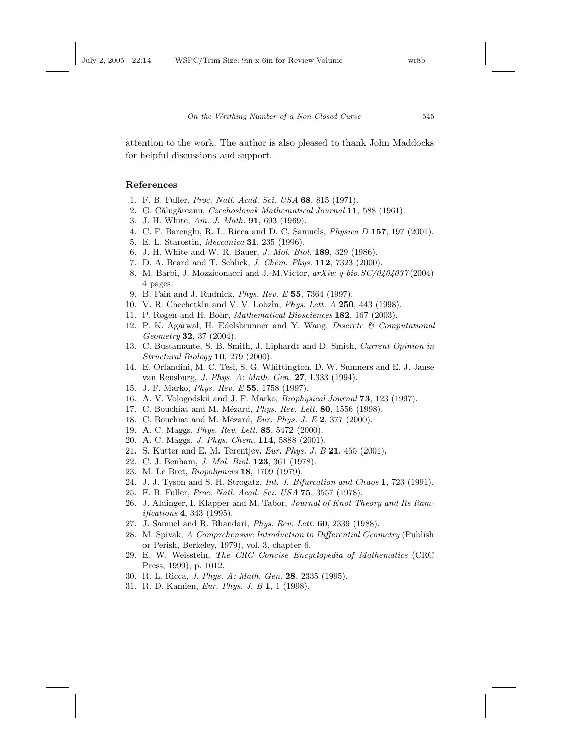attention to the work. The author is also pleased to thank John Maddocks for helpful discussions and support.

## References

1. F. B. Fuller, *Proc. Natl. Acad. Sci. USA* **68**, 815 (1971).
2. G. Călugăreanu, *Czechoslovak Mathematical Journal* **11**, 588 (1961).
3. J. H. White, *Am. J. Math.* **91**, 693 (1969).
4. C. F. Barenghi, R. L. Ricca and D. C. Samuels, *Physica D* **157**, 197 (2001).
5. E. L. Starostin, *Meccanica* **31**, 235 (1996).
6. J. H. White and W. R. Bauer, *J. Mol. Biol.* **189**, 329 (1986).
7. D. A. Beard and T. Schlick, *J. Chem. Phys.* **112**, 7323 (2000).
8. M. Barbi, J. Mozziconacci and J.-M.Victor, *arXiv: q-bio.SC/0404037* (2004) 4 pages.
9. B. Fain and J. Rudnick, *Phys. Rev. E* **55**, 7364 (1997).
10. V. R. Chechetkin and V. V. Lobzin, *Phys. Lett. A* **250**, 443 (1998).
11. P. Røgen and H. Bohr, *Mathematical Biosciences* **182**, 167 (2003).
12. P. K. Agarwal, H. Edelsbrunner and Y. Wang, *Discrete & Computational Geometry* **32**, 37 (2004).
13. C. Bustamante, S. B. Smith, J. Liphardt and D. Smith, *Current Opinion in Structural Biology* **10**, 279 (2000).
14. E. Orlandini, M. C. Tesi, S. G. Whittington, D. W. Sumners and E. J. Janse van Rensburg, *J. Phys. A: Math. Gen.* **27**, L333 (1994).
15. J. F. Marko, *Phys. Rev. E* **55**, 1758 (1997).
16. A. V. Vologodskii and J. F. Marko, *Biophysical Journal* **73**, 123 (1997).
17. C. Bouchiat and M. Mézard, *Phys. Rev. Lett.* **80**, 1556 (1998).
18. C. Bouchiat and M. Mézard, *Eur. Phys. J. E* **2**, 377 (2000).
19. A. C. Maggs, *Phys. Rev. Lett.* **85**, 5472 (2000).
20. A. C. Maggs, *J. Phys. Chem.* **114**, 5888 (2001).
21. S. Kutter and E. M. Terentjev, *Eur. Phys. J. B* **21**, 455 (2001).
22. C. J. Benham, *J. Mol. Biol.* **123**, 361 (1978).
23. M. Le Bret, *Biopolymers* **18**, 1709 (1979).
24. J. J. Tyson and S. H. Strogatz, *Int. J. Bifurcation and Chaos* **1**, 723 (1991).
25. F. B. Fuller, *Proc. Natl. Acad. Sci. USA* **75**, 3557 (1978).
26. J. Aldinger, I. Klapper and M. Tabor, *Journal of Knot Theory and Its Ramifications* **4**, 343 (1995).
27. J. Samuel and R. Bhandari, *Phys. Rev. Lett.* **60**, 2339 (1988).
28. M. Spivak, *A Comprehensive Introduction to Differential Geometry* (Publish or Perish, Berkeley, 1979), vol. 3, chapter 6.
29. E. W. Weisstein, *The CRC Concise Encyclopedia of Mathematics* (CRC Press, 1999), p. 1012.
30. R. L. Ricca, *J. Phys. A: Math. Gen.* **28**, 2335 (1995).
31. R. D. Kamien, *Eur. Phys. J. B* **1**, 1 (1998).